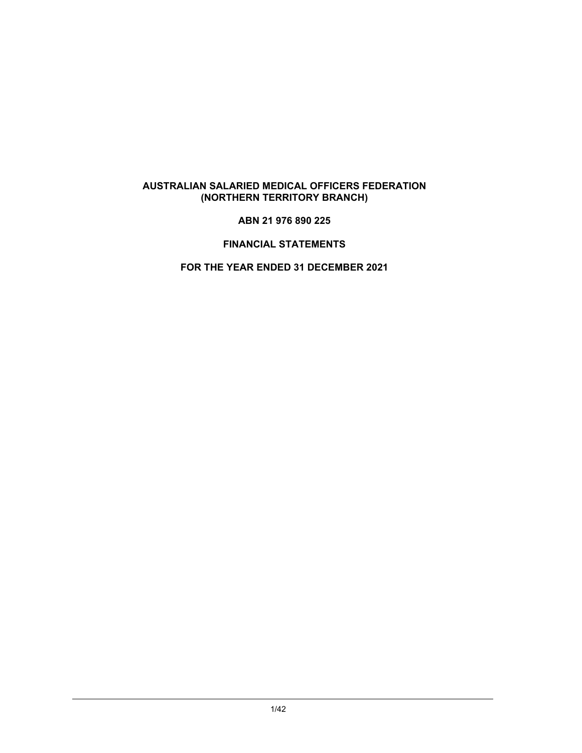# AUSTRALIAN SALARIED MEDICAL OFFICERS FEDERATION (NORTHERN TERRITORY BRANCH)

**ABN 21 976 890 225**

**FINANCIAL STATEMENTS**

**FOR THE YEAR ENDED 31 DECEMBER 2021**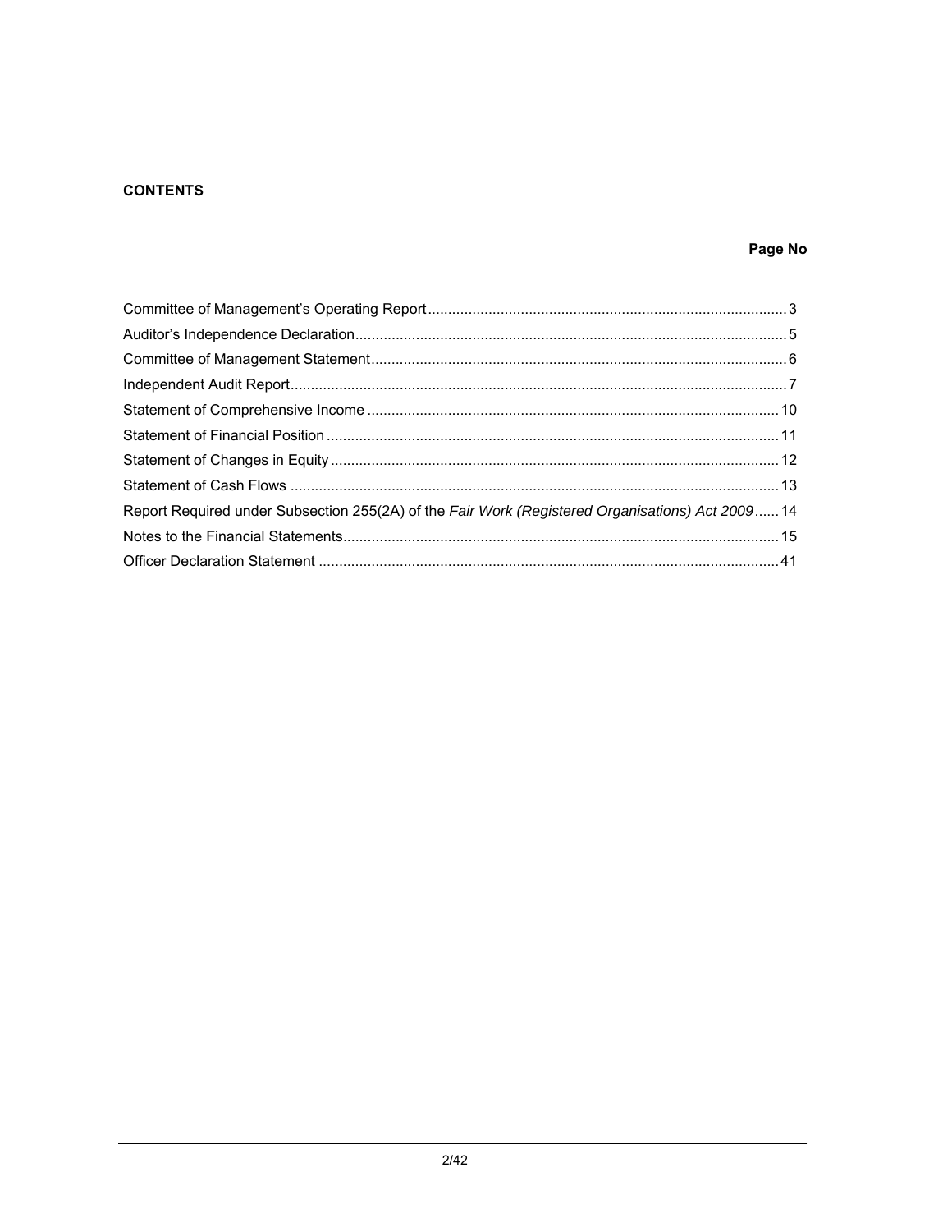**CONTENTS**

| | Page No |
|---|---|
| Committee of Management's Operating Report | 3 |
| Auditor's Independence Declaration | 5 |
| Committee of Management Statement | 6 |
| Independent Audit Report | 7 |
| Statement of Comprehensive Income | 10 |
| Statement of Financial Position | 11 |
| Statement of Changes in Equity | 12 |
| Statement of Cash Flows | 13 |
| Report Required under Subsection 255(2A) of the *Fair Work (Registered Organisations) Act 2009* | 14 |
| Notes to the Financial Statements | 15 |
| Officer Declaration Statement | 41 |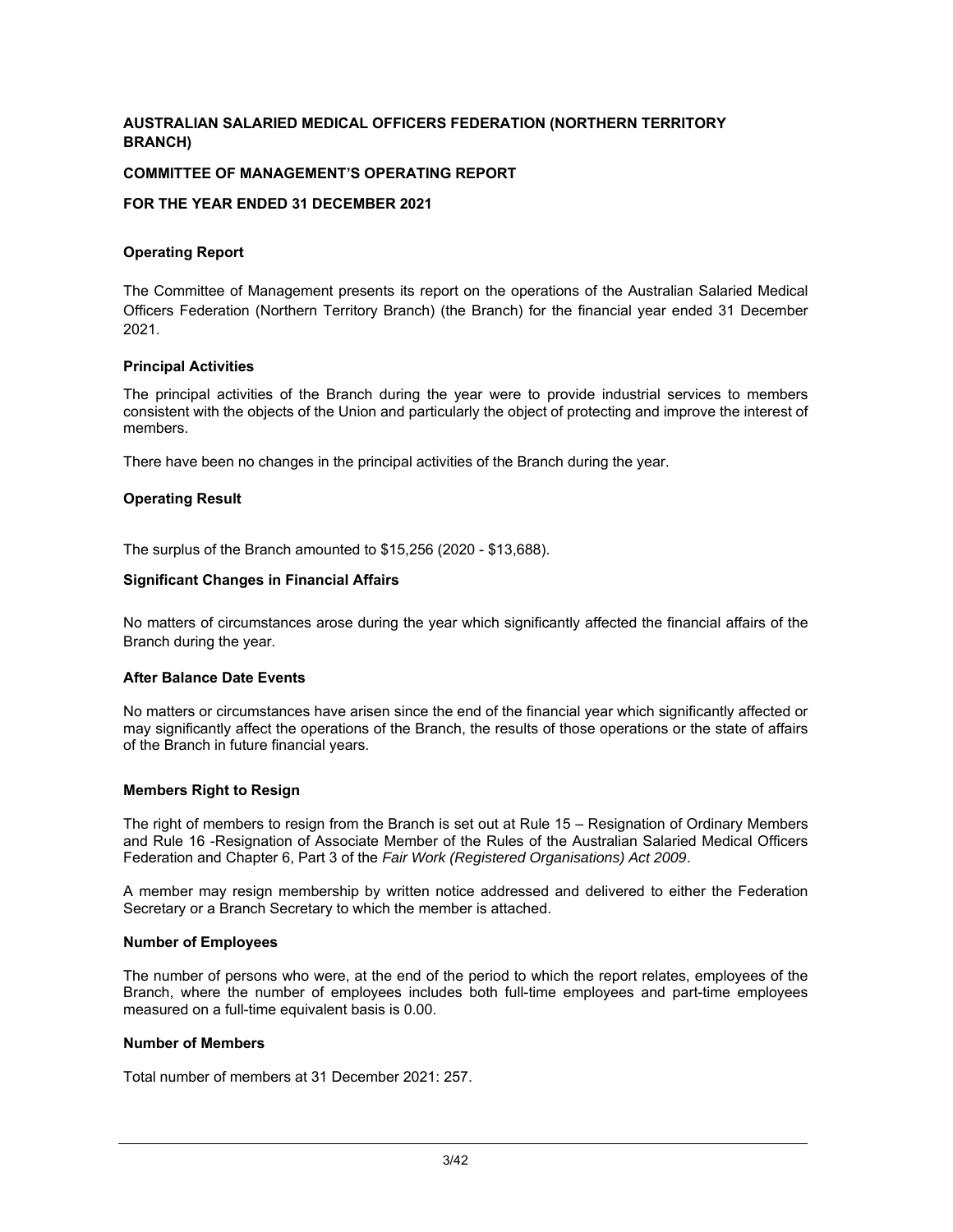**AUSTRALIAN SALARIED MEDICAL OFFICERS FEDERATION (NORTHERN TERRITORY BRANCH)**

**COMMITTEE OF MANAGEMENT'S OPERATING REPORT**

**FOR THE YEAR ENDED 31 DECEMBER 2021**

**Operating Report**

The Committee of Management presents its report on the operations of the Australian Salaried Medical Officers Federation (Northern Territory Branch) (the Branch) for the financial year ended 31 December 2021.

**Principal Activities**

The principal activities of the Branch during the year were to provide industrial services to members consistent with the objects of the Union and particularly the object of protecting and improve the interest of members.

There have been no changes in the principal activities of the Branch during the year.

**Operating Result**

The surplus of the Branch amounted to $15,256 (2020 - $13,688).

**Significant Changes in Financial Affairs**

No matters of circumstances arose during the year which significantly affected the financial affairs of the Branch during the year.

**After Balance Date Events**

No matters or circumstances have arisen since the end of the financial year which significantly affected or may significantly affect the operations of the Branch, the results of those operations or the state of affairs of the Branch in future financial years.

**Members Right to Resign**

The right of members to resign from the Branch is set out at Rule 15 – Resignation of Ordinary Members and Rule 16 -Resignation of Associate Member of the Rules of the Australian Salaried Medical Officers Federation and Chapter 6, Part 3 of the *Fair Work (Registered Organisations) Act 2009*.

A member may resign membership by written notice addressed and delivered to either the Federation Secretary or a Branch Secretary to which the member is attached.

**Number of Employees**

The number of persons who were, at the end of the period to which the report relates, employees of the Branch, where the number of employees includes both full-time employees and part-time employees measured on a full-time equivalent basis is 0.00.

**Number of Members**

Total number of members at 31 December 2021: 257.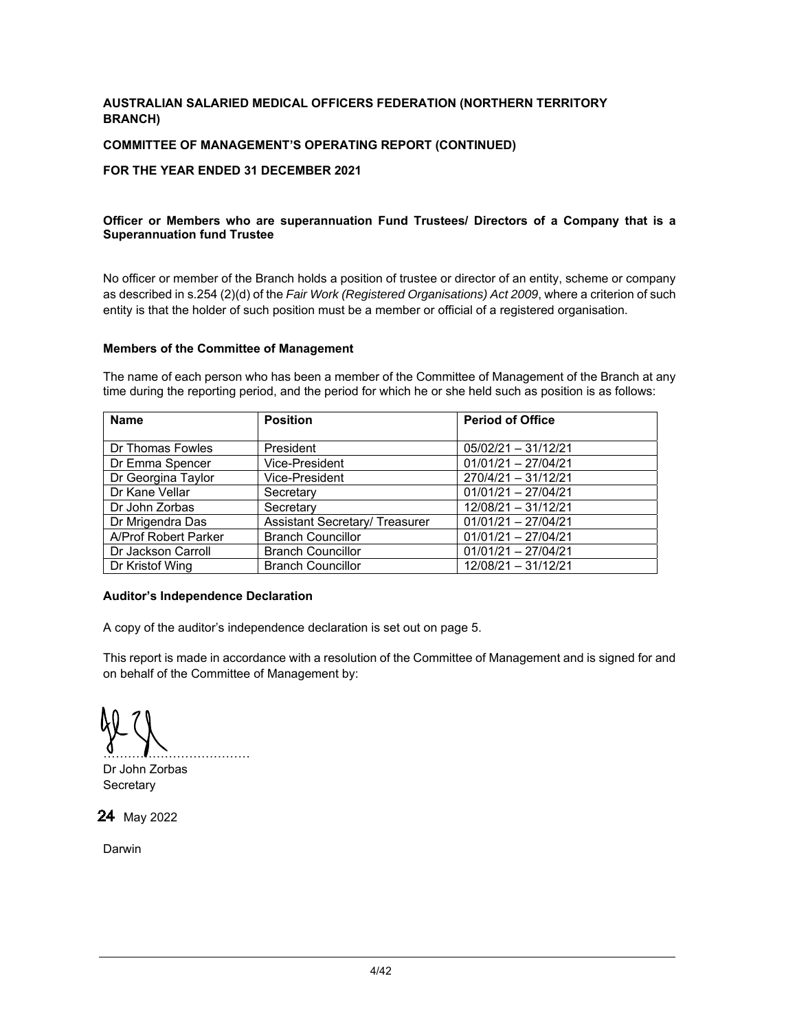**AUSTRALIAN SALARIED MEDICAL OFFICERS FEDERATION (NORTHERN TERRITORY BRANCH)**

**COMMITTEE OF MANAGEMENT'S OPERATING REPORT (CONTINUED)**

**FOR THE YEAR ENDED 31 DECEMBER 2021**

**Officer or Members who are superannuation Fund Trustees/ Directors of a Company that is a Superannuation fund Trustee**

No officer or member of the Branch holds a position of trustee or director of an entity, scheme or company as described in s.254 (2)(d) of the *Fair Work (Registered Organisations) Act 2009*, where a criterion of such entity is that the holder of such position must be a member or official of a registered organisation.

**Members of the Committee of Management**

The name of each person who has been a member of the Committee of Management of the Branch at any time during the reporting period, and the period for which he or she held such as position is as follows:

| Name | Position | Period of Office |
|---|---|---|
| Dr Thomas Fowles | President | 05/02/21 – 31/12/21 |
| Dr Emma Spencer | Vice-President | 01/01/21 – 27/04/21 |
| Dr Georgina Taylor | Vice-President | 270/4/21 – 31/12/21 |
| Dr Kane Vellar | Secretary | 01/01/21 – 27/04/21 |
| Dr John Zorbas | Secretary | 12/08/21 – 31/12/21 |
| Dr Mrigendra Das | Assistant Secretary/ Treasurer | 01/01/21 – 27/04/21 |
| A/Prof Robert Parker | Branch Councillor | 01/01/21 – 27/04/21 |
| Dr Jackson Carroll | Branch Councillor | 01/01/21 – 27/04/21 |
| Dr Kristof Wing | Branch Councillor | 12/08/21 – 31/12/21 |

**Auditor's Independence Declaration**

A copy of the auditor's independence declaration is set out on page 5.

This report is made in accordance with a resolution of the Committee of Management and is signed for and on behalf of the Committee of Management by:

………………………………
Dr John Zorbas
Secretary

24 May 2022

Darwin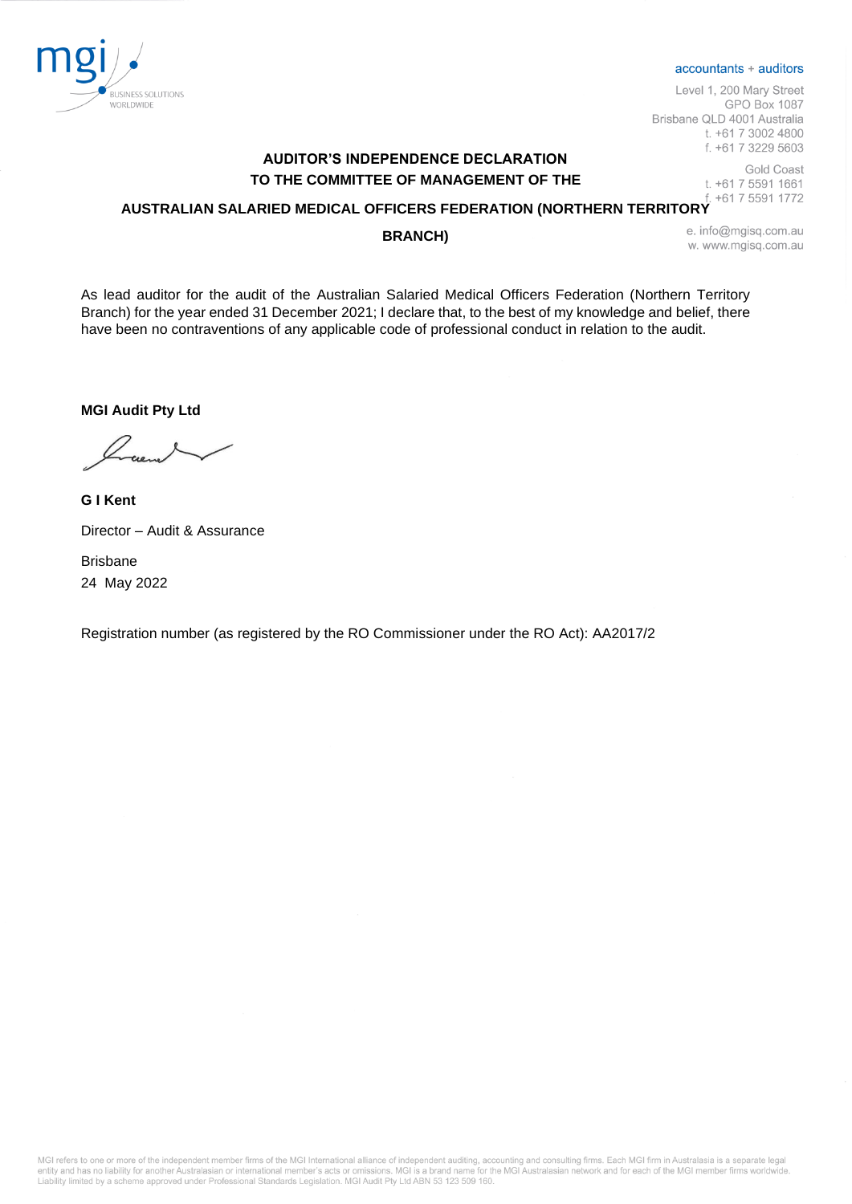accountants + auditors

Level 1, 200 Mary Street
GPO Box 1087
Brisbane QLD 4001 Australia
t. +61 7 3002 4800
f. +61 7 3229 5603

Gold Coast
t. +61 7 5591 1661
f. +61 7 5591 1772

e. info@mgisq.com.au
w. www.mgisq.com.au

**AUDITOR'S INDEPENDENCE DECLARATION**
**TO THE COMMITTEE OF MANAGEMENT OF THE**
**AUSTRALIAN SALARIED MEDICAL OFFICERS FEDERATION (NORTHERN TERRITORY BRANCH)**

As lead auditor for the audit of the Australian Salaried Medical Officers Federation (Northern Territory Branch) for the year ended 31 December 2021; I declare that, to the best of my knowledge and belief, there have been no contraventions of any applicable code of professional conduct in relation to the audit.

**MGI Audit Pty Ltd**

**G I Kent**

Director – Audit & Assurance

Brisbane
24 May 2022

Registration number (as registered by the RO Commissioner under the RO Act): AA2017/2

MGI refers to one or more of the independent member firms of the MGI International alliance of independent auditing, accounting and consulting firms. Each MGI firm in Australasia is a separate legal entity and has no liability for another Australasian or international member's acts or omissions. MGI is a brand name for the MGI Australasian network and for each of the MGI member firms worldwide. Liability limited by a scheme approved under Professional Standards Legislation. MGI Audit Pty Ltd ABN 53 123 509 160.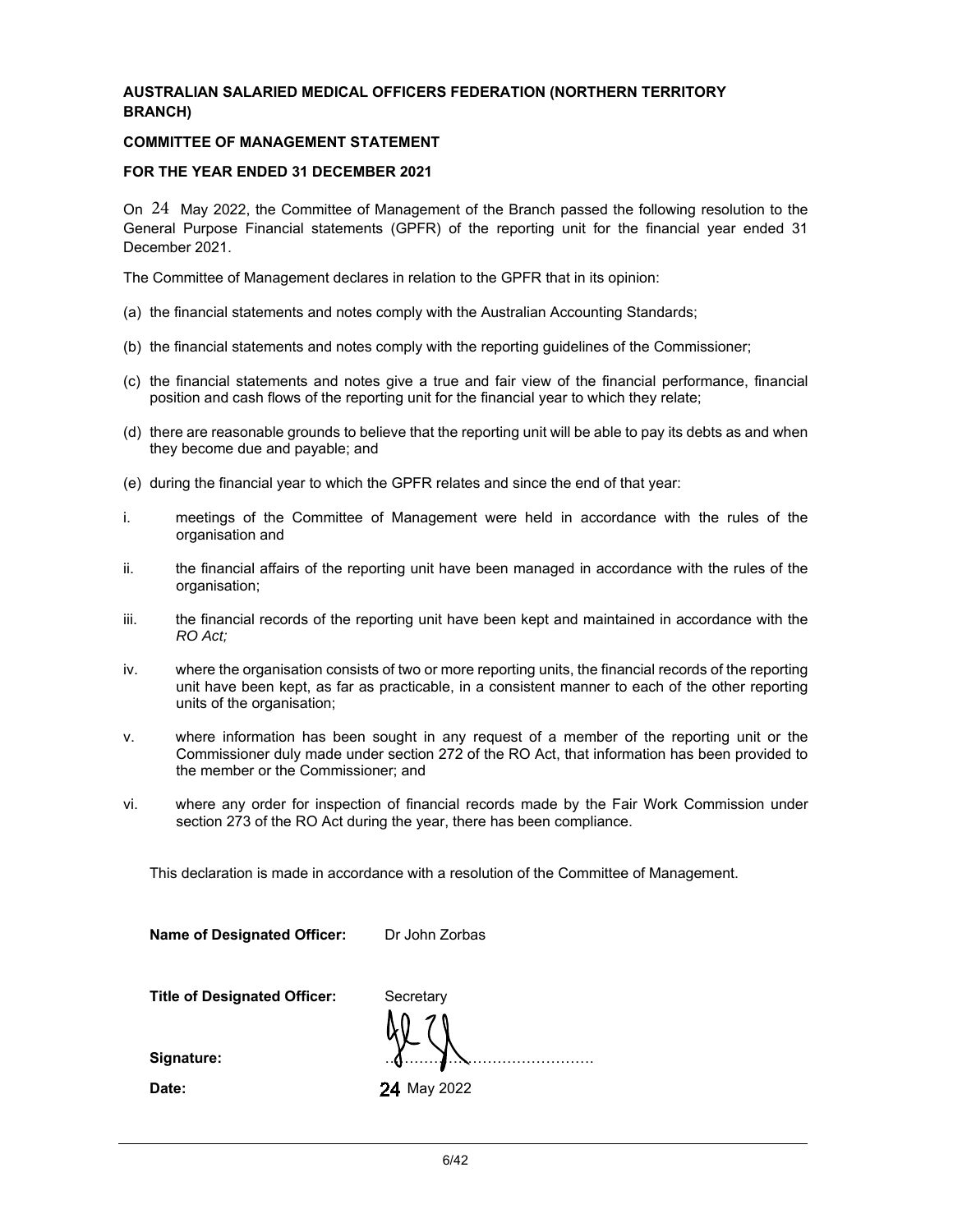**AUSTRALIAN SALARIED MEDICAL OFFICERS FEDERATION (NORTHERN TERRITORY BRANCH)**

**COMMITTEE OF MANAGEMENT STATEMENT**

**FOR THE YEAR ENDED 31 DECEMBER 2021**

On 24 May 2022, the Committee of Management of the Branch passed the following resolution to the General Purpose Financial statements (GPFR) of the reporting unit for the financial year ended 31 December 2021.

The Committee of Management declares in relation to the GPFR that in its opinion:

(a) the financial statements and notes comply with the Australian Accounting Standards;

(b) the financial statements and notes comply with the reporting guidelines of the Commissioner;

(c) the financial statements and notes give a true and fair view of the financial performance, financial position and cash flows of the reporting unit for the financial year to which they relate;

(d) there are reasonable grounds to believe that the reporting unit will be able to pay its debts as and when they become due and payable; and

(e) during the financial year to which the GPFR relates and since the end of that year:

i. meetings of the Committee of Management were held in accordance with the rules of the organisation and

ii. the financial affairs of the reporting unit have been managed in accordance with the rules of the organisation;

iii. the financial records of the reporting unit have been kept and maintained in accordance with the *RO Act;*

iv. where the organisation consists of two or more reporting units, the financial records of the reporting unit have been kept, as far as practicable, in a consistent manner to each of the other reporting units of the organisation;

v. where information has been sought in any request of a member of the reporting unit or the Commissioner duly made under section 272 of the RO Act, that information has been provided to the member or the Commissioner; and

vi. where any order for inspection of financial records made by the Fair Work Commission under section 273 of the RO Act during the year, there has been compliance.

This declaration is made in accordance with a resolution of the Committee of Management.

**Name of Designated Officer:** Dr John Zorbas

**Title of Designated Officer:** Secretary

**Signature:** ……………………………………….

**Date:** 24 May 2022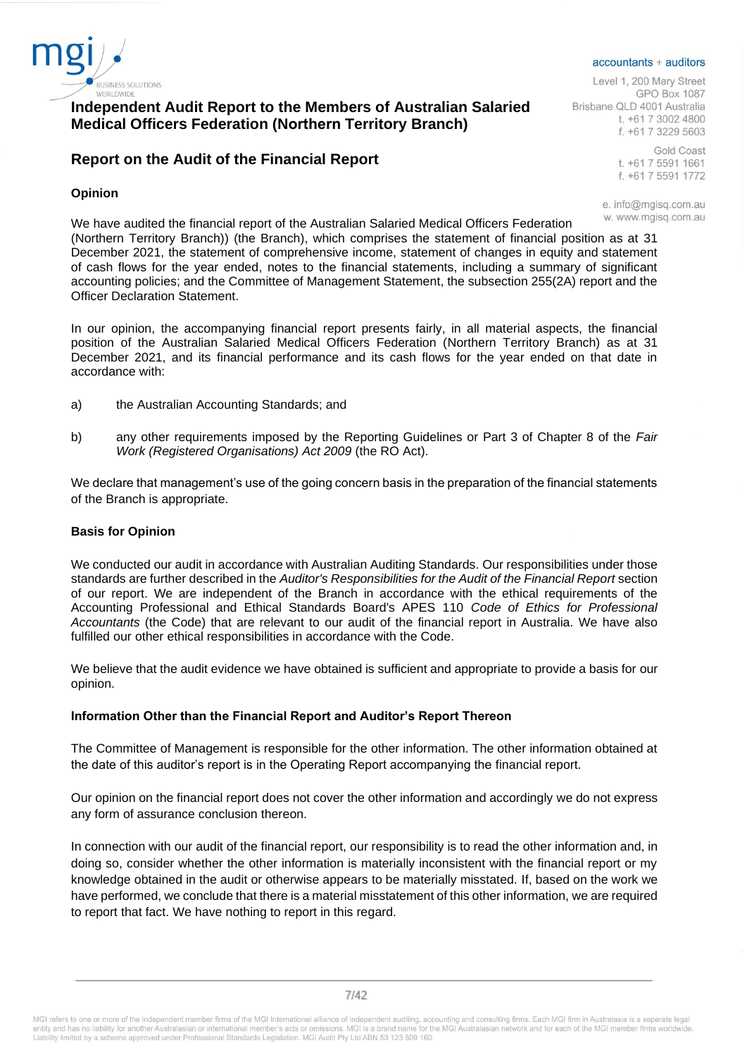# Independent Audit Report to the Members of Australian Salaried Medical Officers Federation (Northern Territory Branch)

accountants + auditors

Level 1, 200 Mary Street
GPO Box 1087
Brisbane QLD 4001 Australia
t. +61 7 3002 4800
f. +61 7 3229 5603

Gold Coast
t. +61 7 5591 1661
f. +61 7 5591 1772

e. info@mgisq.com.au
w. www.mgisq.com.au

## Report on the Audit of the Financial Report

### Opinion

We have audited the financial report of the Australian Salaried Medical Officers Federation (Northern Territory Branch)) (the Branch), which comprises the statement of financial position as at 31 December 2021, the statement of comprehensive income, statement of changes in equity and statement of cash flows for the year ended, notes to the financial statements, including a summary of significant accounting policies; and the Committee of Management Statement, the subsection 255(2A) report and the Officer Declaration Statement.

In our opinion, the accompanying financial report presents fairly, in all material aspects, the financial position of the Australian Salaried Medical Officers Federation (Northern Territory Branch) as at 31 December 2021, and its financial performance and its cash flows for the year ended on that date in accordance with:

a) the Australian Accounting Standards; and

b) any other requirements imposed by the Reporting Guidelines or Part 3 of Chapter 8 of the *Fair Work (Registered Organisations) Act 2009* (the RO Act).

We declare that management's use of the going concern basis in the preparation of the financial statements of the Branch is appropriate.

### Basis for Opinion

We conducted our audit in accordance with Australian Auditing Standards. Our responsibilities under those standards are further described in the *Auditor's Responsibilities for the Audit of the Financial Report* section of our report. We are independent of the Branch in accordance with the ethical requirements of the Accounting Professional and Ethical Standards Board's APES 110 *Code of Ethics for Professional Accountants* (the Code) that are relevant to our audit of the financial report in Australia. We have also fulfilled our other ethical responsibilities in accordance with the Code.

We believe that the audit evidence we have obtained is sufficient and appropriate to provide a basis for our opinion.

### Information Other than the Financial Report and Auditor's Report Thereon

The Committee of Management is responsible for the other information. The other information obtained at the date of this auditor's report is in the Operating Report accompanying the financial report.

Our opinion on the financial report does not cover the other information and accordingly we do not express any form of assurance conclusion thereon.

In connection with our audit of the financial report, our responsibility is to read the other information and, in doing so, consider whether the other information is materially inconsistent with the financial report or my knowledge obtained in the audit or otherwise appears to be materially misstated. If, based on the work we have performed, we conclude that there is a material misstatement of this other information, we are required to report that fact. We have nothing to report in this regard.

MGI refers to one or more of the independent member firms of the MGI International alliance of independent auditing, accounting and consulting firms. Each MGI firm in Australasia is a separate legal entity and has no liability for another Australasian or international member's acts or omissions. MGI is a brand name for the MGI Australasian network and for each of the MGI member firms worldwide. Liability limited by a scheme approved under Professional Standards Legislation. MGI Audit Pty Ltd ABN 53 123 509 160.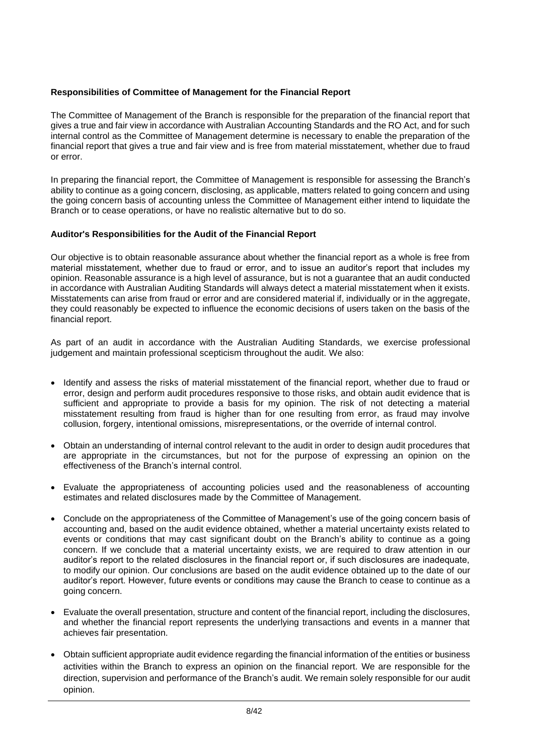**Responsibilities of Committee of Management for the Financial Report**

The Committee of Management of the Branch is responsible for the preparation of the financial report that gives a true and fair view in accordance with Australian Accounting Standards and the RO Act, and for such internal control as the Committee of Management determine is necessary to enable the preparation of the financial report that gives a true and fair view and is free from material misstatement, whether due to fraud or error.

In preparing the financial report, the Committee of Management is responsible for assessing the Branch's ability to continue as a going concern, disclosing, as applicable, matters related to going concern and using the going concern basis of accounting unless the Committee of Management either intend to liquidate the Branch or to cease operations, or have no realistic alternative but to do so.

**Auditor's Responsibilities for the Audit of the Financial Report**

Our objective is to obtain reasonable assurance about whether the financial report as a whole is free from material misstatement, whether due to fraud or error, and to issue an auditor's report that includes my opinion. Reasonable assurance is a high level of assurance, but is not a guarantee that an audit conducted in accordance with Australian Auditing Standards will always detect a material misstatement when it exists. Misstatements can arise from fraud or error and are considered material if, individually or in the aggregate, they could reasonably be expected to influence the economic decisions of users taken on the basis of the financial report.

As part of an audit in accordance with the Australian Auditing Standards, we exercise professional judgement and maintain professional scepticism throughout the audit. We also:

- Identify and assess the risks of material misstatement of the financial report, whether due to fraud or error, design and perform audit procedures responsive to those risks, and obtain audit evidence that is sufficient and appropriate to provide a basis for my opinion. The risk of not detecting a material misstatement resulting from fraud is higher than for one resulting from error, as fraud may involve collusion, forgery, intentional omissions, misrepresentations, or the override of internal control.
- Obtain an understanding of internal control relevant to the audit in order to design audit procedures that are appropriate in the circumstances, but not for the purpose of expressing an opinion on the effectiveness of the Branch's internal control.
- Evaluate the appropriateness of accounting policies used and the reasonableness of accounting estimates and related disclosures made by the Committee of Management.
- Conclude on the appropriateness of the Committee of Management's use of the going concern basis of accounting and, based on the audit evidence obtained, whether a material uncertainty exists related to events or conditions that may cast significant doubt on the Branch's ability to continue as a going concern. If we conclude that a material uncertainty exists, we are required to draw attention in our auditor's report to the related disclosures in the financial report or, if such disclosures are inadequate, to modify our opinion. Our conclusions are based on the audit evidence obtained up to the date of our auditor's report. However, future events or conditions may cause the Branch to cease to continue as a going concern.
- Evaluate the overall presentation, structure and content of the financial report, including the disclosures, and whether the financial report represents the underlying transactions and events in a manner that achieves fair presentation.
- Obtain sufficient appropriate audit evidence regarding the financial information of the entities or business activities within the Branch to express an opinion on the financial report. We are responsible for the direction, supervision and performance of the Branch's audit. We remain solely responsible for our audit opinion.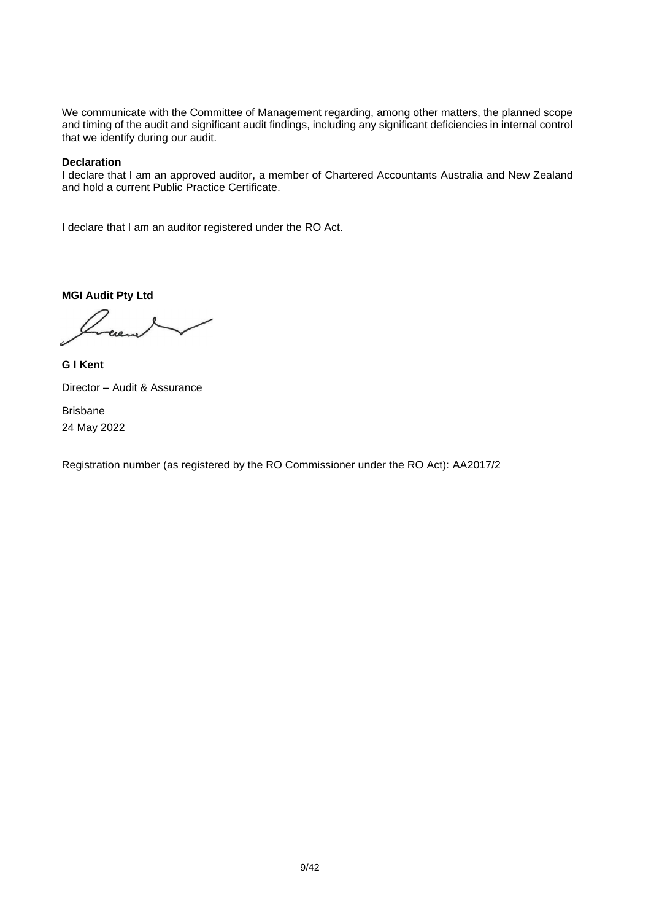We communicate with the Committee of Management regarding, among other matters, the planned scope and timing of the audit and significant audit findings, including any significant deficiencies in internal control that we identify during our audit.

**Declaration**

I declare that I am an approved auditor, a member of Chartered Accountants Australia and New Zealand and hold a current Public Practice Certificate.

I declare that I am an auditor registered under the RO Act.

**MGI Audit Pty Ltd**

**G I Kent**

Director – Audit & Assurance

Brisbane

24 May 2022

Registration number (as registered by the RO Commissioner under the RO Act): AA2017/2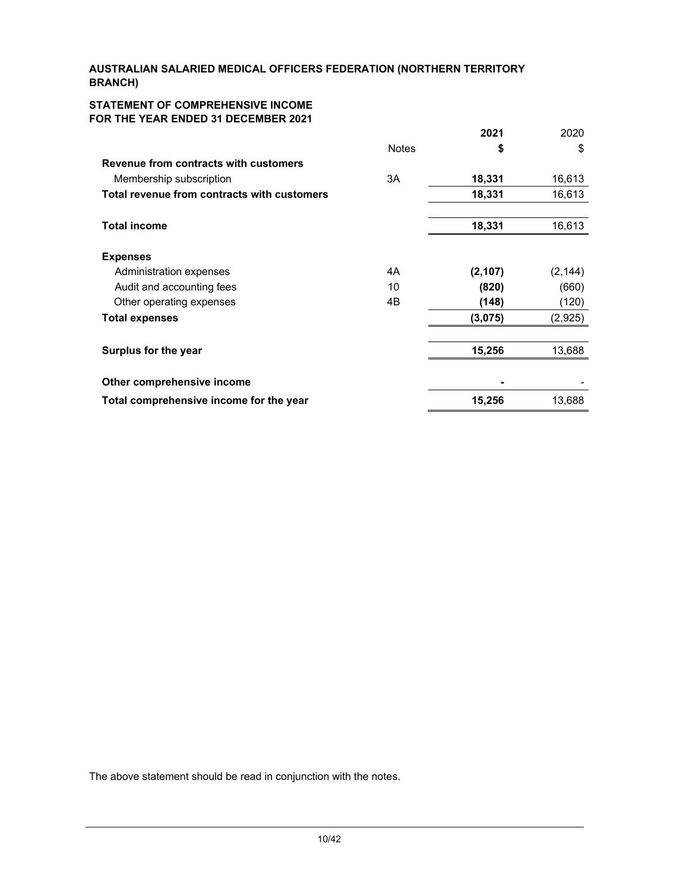**AUSTRALIAN SALARIED MEDICAL OFFICERS FEDERATION (NORTHERN TERRITORY BRANCH)**

**STATEMENT OF COMPREHENSIVE INCOME**
**FOR THE YEAR ENDED 31 DECEMBER 2021**

| | Notes | **2021** | 2020 |
|---|---|---|---|
| | | **$** | $ |
| **Revenue from contracts with customers** | | | |
| Membership subscription | 3A | **18,331** | 16,613 |
| **Total revenue from contracts with customers** | | **18,331** | 16,613 |
| | | | |
| **Total income** | | **18,331** | 16,613 |
| | | | |
| **Expenses** | | | |
| Administration expenses | 4A | **(2,107)** | (2,144) |
| Audit and accounting fees | 10 | **(820)** | (660) |
| Other operating expenses | 4B | **(148)** | (120) |
| **Total expenses** | | **(3,075)** | (2,925) |
| | | | |
| **Surplus for the year** | | **15,256** | 13,688 |
| | | | |
| **Other comprehensive income** | | **-** | - |
| **Total comprehensive income for the year** | | **15,256** | 13,688 |

The above statement should be read in conjunction with the notes.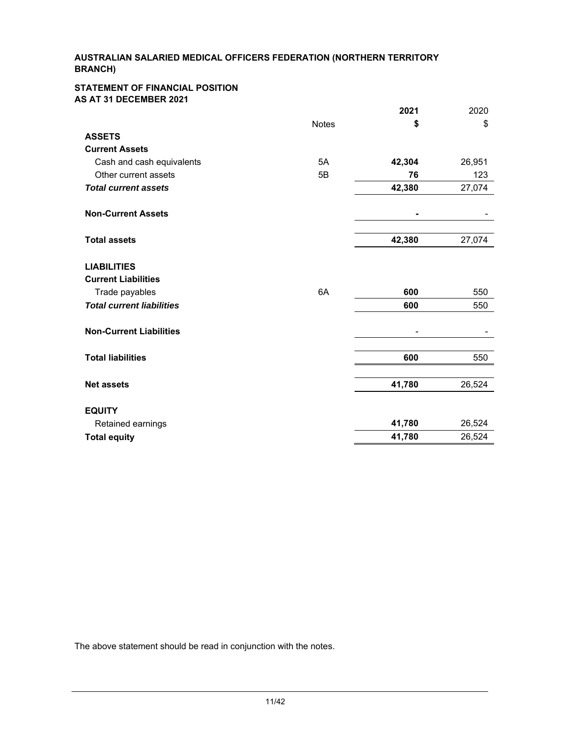**AUSTRALIAN SALARIED MEDICAL OFFICERS FEDERATION (NORTHERN TERRITORY BRANCH)**

**STATEMENT OF FINANCIAL POSITION**
**AS AT 31 DECEMBER 2021**

| | Notes | 2021<br>$ | 2020<br>$ |
|---|---|---|---|
| **ASSETS** | | | |
| **Current Assets** | | | |
| Cash and cash equivalents | 5A | **42,304** | 26,951 |
| Other current assets | 5B | **76** | 123 |
| ***Total current assets*** | | **42,380** | 27,074 |
| | | | |
| **Non-Current Assets** | | **-** | - |
| | | | |
| **Total assets** | | **42,380** | 27,074 |
| | | | |
| **LIABILITIES** | | | |
| **Current Liabilities** | | | |
| Trade payables | 6A | **600** | 550 |
| ***Total current liabilities*** | | **600** | 550 |
| | | | |
| **Non-Current Liabilities** | | - | - |
| | | | |
| **Total liabilities** | | **600** | 550 |
| | | | |
| **Net assets** | | **41,780** | 26,524 |
| | | | |
| **EQUITY** | | | |
| Retained earnings | | **41,780** | 26,524 |
| **Total equity** | | **41,780** | 26,524 |

The above statement should be read in conjunction with the notes.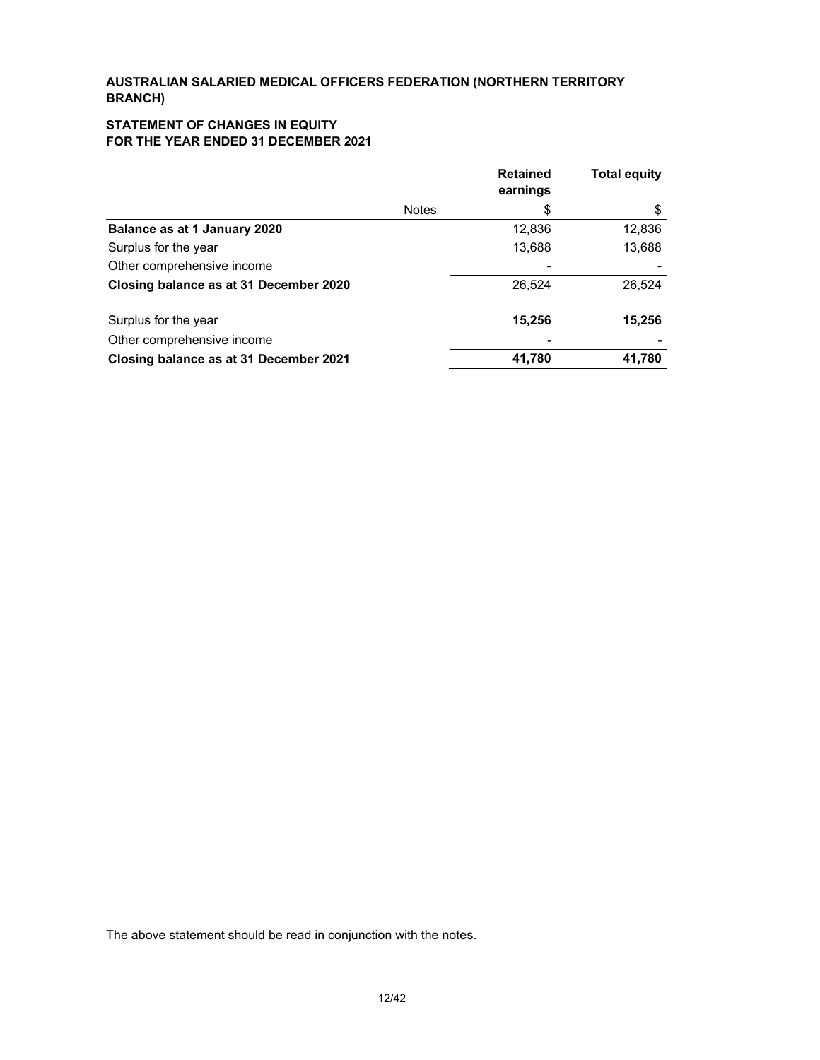**AUSTRALIAN SALARIED MEDICAL OFFICERS FEDERATION (NORTHERN TERRITORY BRANCH)**

**STATEMENT OF CHANGES IN EQUITY**
**FOR THE YEAR ENDED 31 DECEMBER 2021**

| | Notes | Retained earnings | Total equity |
|---|---|---|---|
| | | $ | $ |
| **Balance as at 1 January 2020** | | 12,836 | 12,836 |
| Surplus for the year | | 13,688 | 13,688 |
| Other comprehensive income | | - | - |
| **Closing balance as at 31 December 2020** | | 26,524 | 26,524 |
| Surplus for the year | | **15,256** | **15,256** |
| Other comprehensive income | | **-** | **-** |
| **Closing balance as at 31 December 2021** | | **41,780** | **41,780** |

The above statement should be read in conjunction with the notes.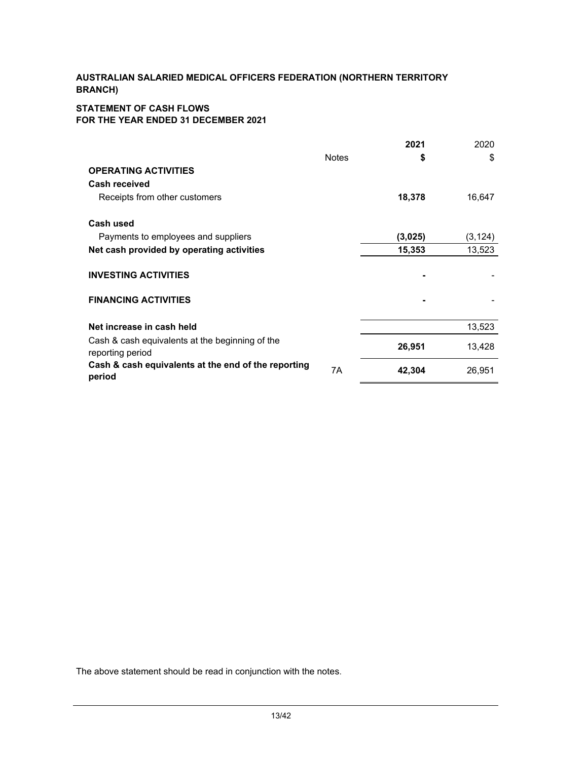**AUSTRALIAN SALARIED MEDICAL OFFICERS FEDERATION (NORTHERN TERRITORY BRANCH)**

**STATEMENT OF CASH FLOWS**
**FOR THE YEAR ENDED 31 DECEMBER 2021**

| | Notes | **2021** | 2020 |
|---|---|---|---|
| | | **$** | $ |
| **OPERATING ACTIVITIES** | | | |
| **Cash received** | | | |
| Receipts from other customers | | **18,378** | 16,647 |
| | | | |
| **Cash used** | | | |
| Payments to employees and suppliers | | **(3,025)** | (3,124) |
| **Net cash provided by operating activities** | | **15,353** | 13,523 |
| | | | |
| **INVESTING ACTIVITIES** | | **-** | - |
| | | | |
| **FINANCING ACTIVITIES** | | **-** | - |
| | | | |
| **Net increase in cash held** | | | 13,523 |
| Cash & cash equivalents at the beginning of the reporting period | | **26,951** | 13,428 |
| **Cash & cash equivalents at the end of the reporting period** | 7A | **42,304** | 26,951 |

The above statement should be read in conjunction with the notes.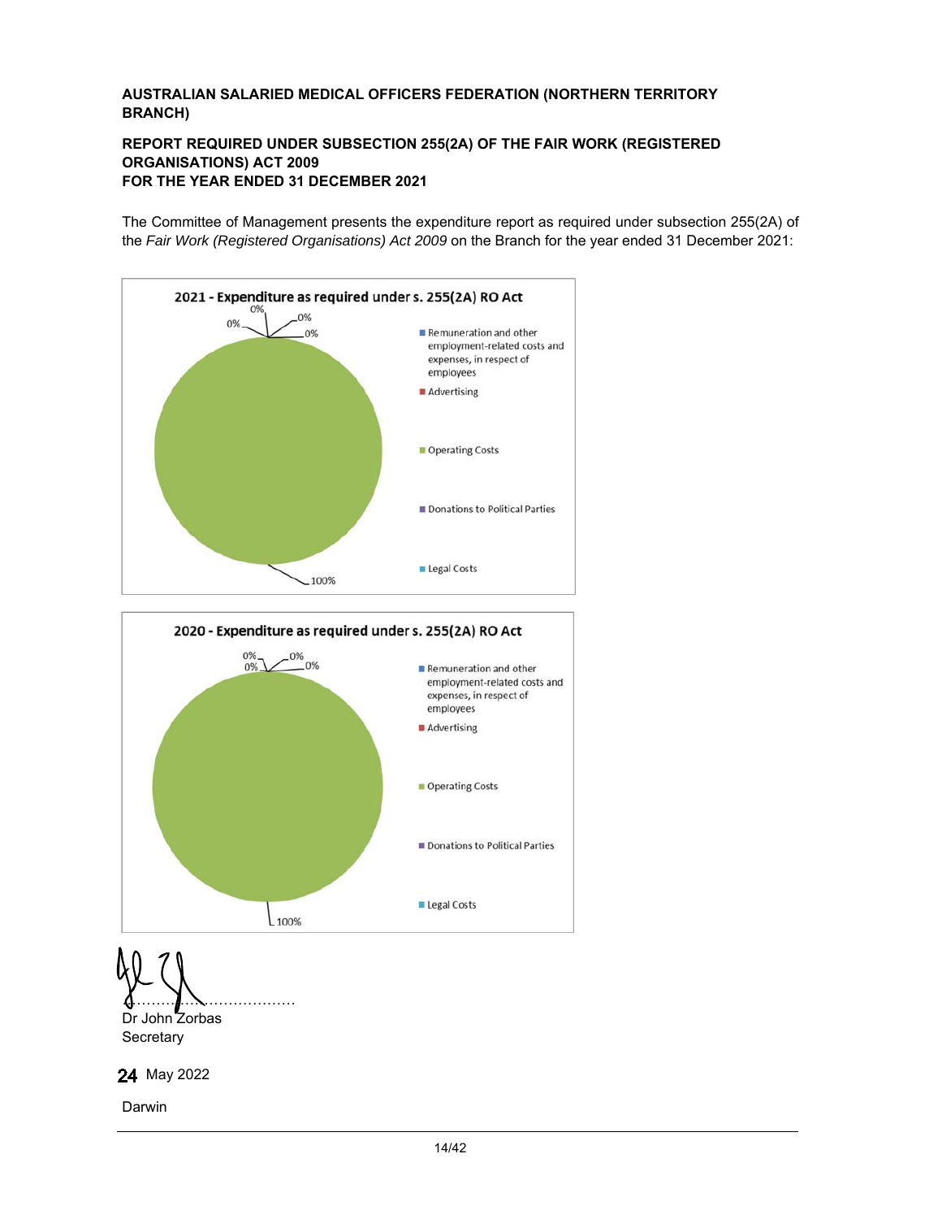**AUSTRALIAN SALARIED MEDICAL OFFICERS FEDERATION (NORTHERN TERRITORY BRANCH)**

**REPORT REQUIRED UNDER SUBSECTION 255(2A) OF THE FAIR WORK (REGISTERED ORGANISATIONS) ACT 2009**
**FOR THE YEAR ENDED 31 DECEMBER 2021**

The Committee of Management presents the expenditure report as required under subsection 255(2A) of the *Fair Work (Registered Organisations) Act 2009* on the Branch for the year ended 31 December 2021:

**2021 - Expenditure as required under s. 255(2A) RO Act**

| Category | Percentage |
| --- | --- |
| Remuneration and other employment-related costs and expenses, in respect of employees | 0% |
| Advertising | 0% |
| Operating Costs | 100% |
| Donations to Political Parties | 0% |
| Legal Costs | 0% |

**2020 - Expenditure as required under s. 255(2A) RO Act**

| Category | Percentage |
| --- | --- |
| Remuneration and other employment-related costs and expenses, in respect of employees | 0% |
| Advertising | 0% |
| Operating Costs | 100% |
| Donations to Political Parties | 0% |
| Legal Costs | 0% |

……………………………………
Dr John Zorbas
Secretary

24 May 2022

Darwin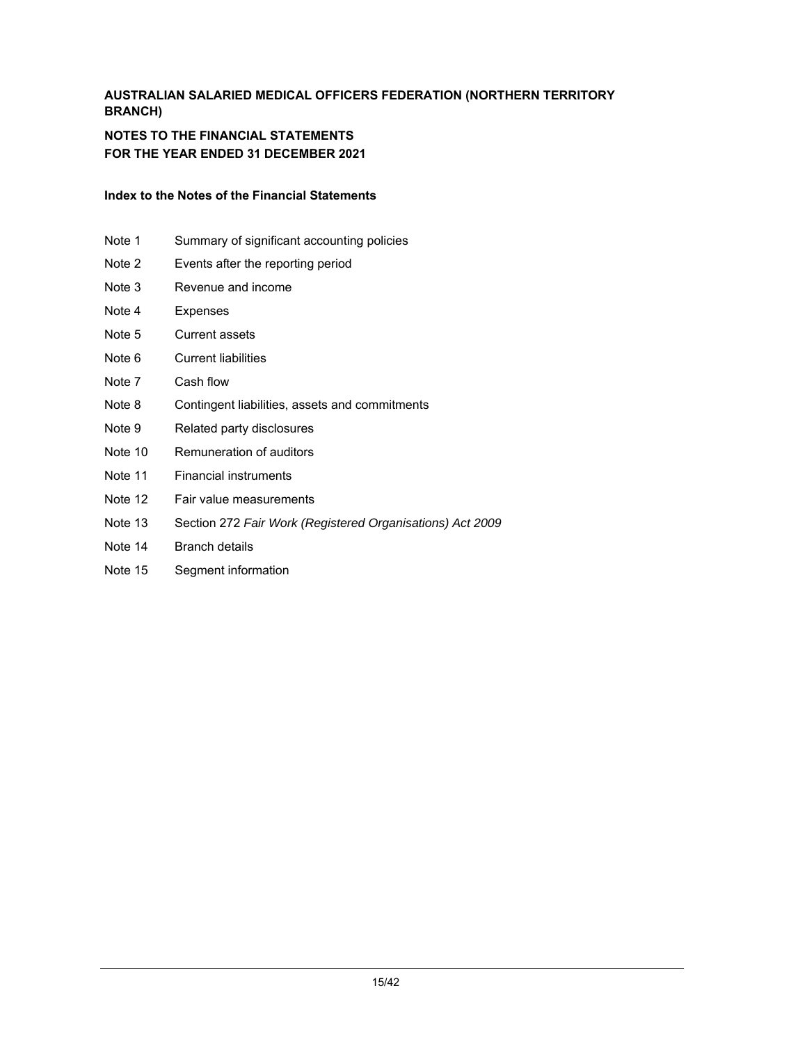**AUSTRALIAN SALARIED MEDICAL OFFICERS FEDERATION (NORTHERN TERRITORY BRANCH)**

**NOTES TO THE FINANCIAL STATEMENTS**
**FOR THE YEAR ENDED 31 DECEMBER 2021**

**Index to the Notes of the Financial Statements**

| | |
|---|---|
| Note 1 | Summary of significant accounting policies |
| Note 2 | Events after the reporting period |
| Note 3 | Revenue and income |
| Note 4 | Expenses |
| Note 5 | Current assets |
| Note 6 | Current liabilities |
| Note 7 | Cash flow |
| Note 8 | Contingent liabilities, assets and commitments |
| Note 9 | Related party disclosures |
| Note 10 | Remuneration of auditors |
| Note 11 | Financial instruments |
| Note 12 | Fair value measurements |
| Note 13 | Section 272 *Fair Work (Registered Organisations) Act 2009* |
| Note 14 | Branch details |
| Note 15 | Segment information |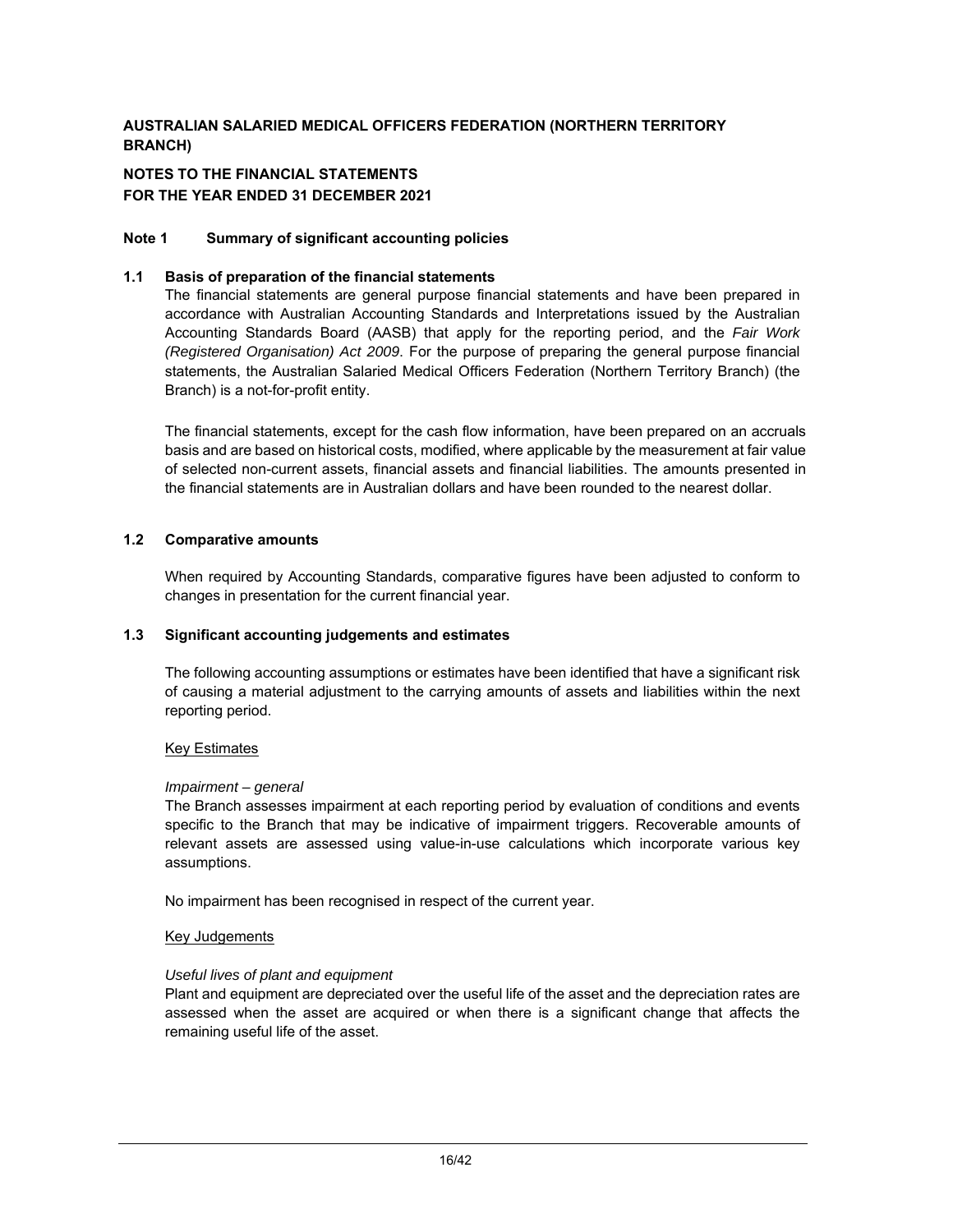**AUSTRALIAN SALARIED MEDICAL OFFICERS FEDERATION (NORTHERN TERRITORY BRANCH)**

**NOTES TO THE FINANCIAL STATEMENTS**
**FOR THE YEAR ENDED 31 DECEMBER 2021**

## Note 1 Summary of significant accounting policies

### 1.1 Basis of preparation of the financial statements

The financial statements are general purpose financial statements and have been prepared in accordance with Australian Accounting Standards and Interpretations issued by the Australian Accounting Standards Board (AASB) that apply for the reporting period, and the *Fair Work (Registered Organisation) Act 2009*. For the purpose of preparing the general purpose financial statements, the Australian Salaried Medical Officers Federation (Northern Territory Branch) (the Branch) is a not-for-profit entity.

The financial statements, except for the cash flow information, have been prepared on an accruals basis and are based on historical costs, modified, where applicable by the measurement at fair value of selected non-current assets, financial assets and financial liabilities. The amounts presented in the financial statements are in Australian dollars and have been rounded to the nearest dollar.

### 1.2 Comparative amounts

When required by Accounting Standards, comparative figures have been adjusted to conform to changes in presentation for the current financial year.

### 1.3 Significant accounting judgements and estimates

The following accounting assumptions or estimates have been identified that have a significant risk of causing a material adjustment to the carrying amounts of assets and liabilities within the next reporting period.

Key Estimates

*Impairment – general*

The Branch assesses impairment at each reporting period by evaluation of conditions and events specific to the Branch that may be indicative of impairment triggers. Recoverable amounts of relevant assets are assessed using value-in-use calculations which incorporate various key assumptions.

No impairment has been recognised in respect of the current year.

Key Judgements

*Useful lives of plant and equipment*

Plant and equipment are depreciated over the useful life of the asset and the depreciation rates are assessed when the asset are acquired or when there is a significant change that affects the remaining useful life of the asset.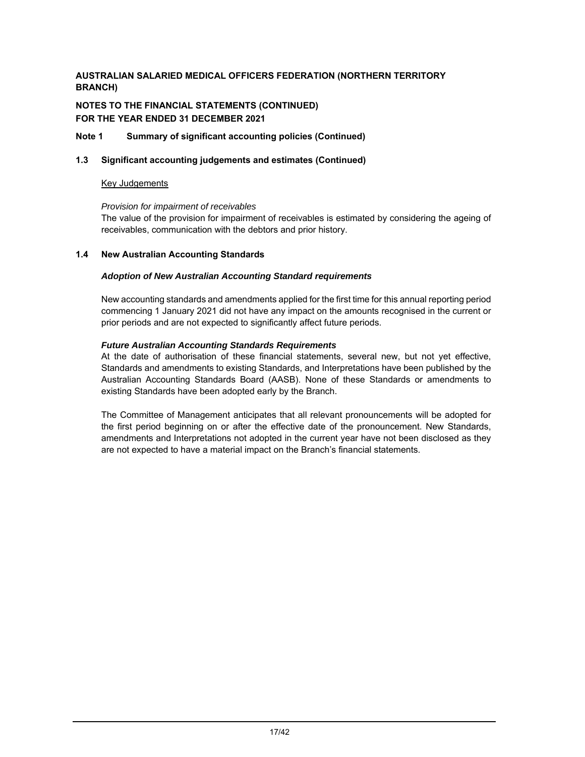**AUSTRALIAN SALARIED MEDICAL OFFICERS FEDERATION (NORTHERN TERRITORY BRANCH)**

**NOTES TO THE FINANCIAL STATEMENTS (CONTINUED)**
**FOR THE YEAR ENDED 31 DECEMBER 2021**

**Note 1 Summary of significant accounting policies (Continued)**

**1.3 Significant accounting judgements and estimates (Continued)**

Key Judgements

*Provision for impairment of receivables*
The value of the provision for impairment of receivables is estimated by considering the ageing of receivables, communication with the debtors and prior history.

**1.4 New Australian Accounting Standards**

***Adoption of New Australian Accounting Standard requirements***

New accounting standards and amendments applied for the first time for this annual reporting period commencing 1 January 2021 did not have any impact on the amounts recognised in the current or prior periods and are not expected to significantly affect future periods.

***Future Australian Accounting Standards Requirements***
At the date of authorisation of these financial statements, several new, but not yet effective, Standards and amendments to existing Standards, and Interpretations have been published by the Australian Accounting Standards Board (AASB). None of these Standards or amendments to existing Standards have been adopted early by the Branch.

The Committee of Management anticipates that all relevant pronouncements will be adopted for the first period beginning on or after the effective date of the pronouncement. New Standards, amendments and Interpretations not adopted in the current year have not been disclosed as they are not expected to have a material impact on the Branch's financial statements.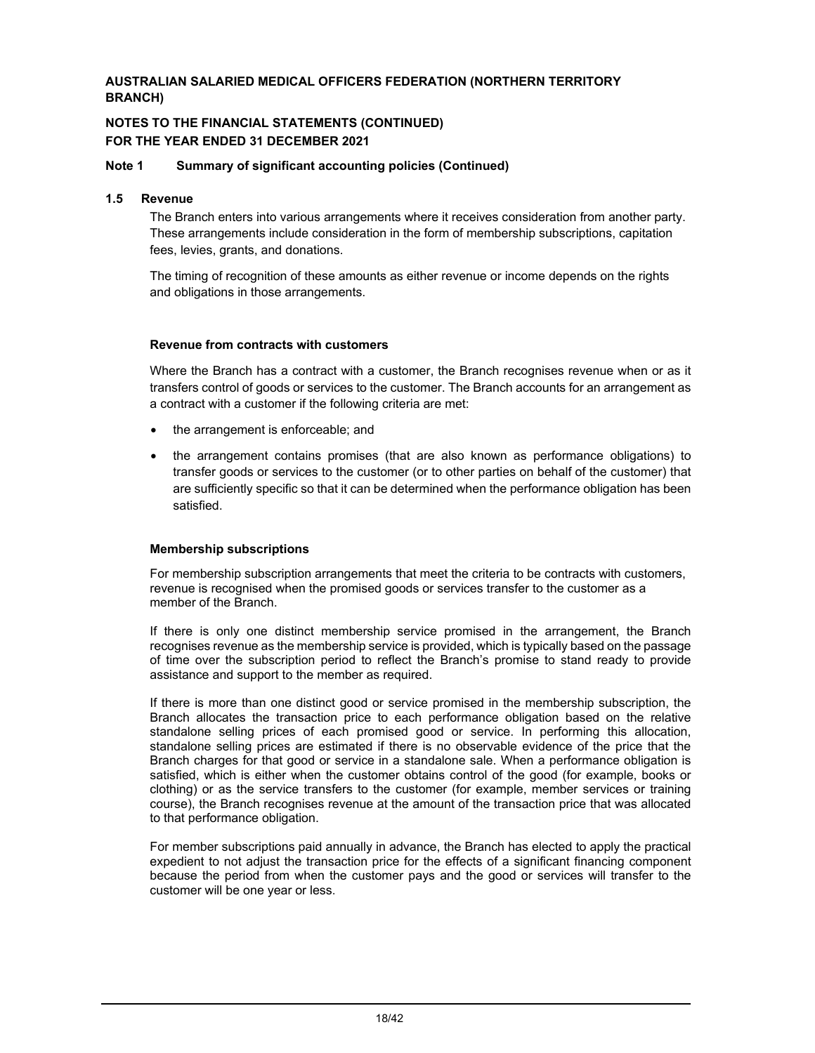## Note 1 Summary of significant accounting policies (Continued)

### 1.5 Revenue

The Branch enters into various arrangements where it receives consideration from another party. These arrangements include consideration in the form of membership subscriptions, capitation fees, levies, grants, and donations.

The timing of recognition of these amounts as either revenue or income depends on the rights and obligations in those arrangements.

**Revenue from contracts with customers**

Where the Branch has a contract with a customer, the Branch recognises revenue when or as it transfers control of goods or services to the customer. The Branch accounts for an arrangement as a contract with a customer if the following criteria are met:

- the arrangement is enforceable; and
- the arrangement contains promises (that are also known as performance obligations) to transfer goods or services to the customer (or to other parties on behalf of the customer) that are sufficiently specific so that it can be determined when the performance obligation has been satisfied.

**Membership subscriptions**

For membership subscription arrangements that meet the criteria to be contracts with customers, revenue is recognised when the promised goods or services transfer to the customer as a member of the Branch.

If there is only one distinct membership service promised in the arrangement, the Branch recognises revenue as the membership service is provided, which is typically based on the passage of time over the subscription period to reflect the Branch's promise to stand ready to provide assistance and support to the member as required.

If there is more than one distinct good or service promised in the membership subscription, the Branch allocates the transaction price to each performance obligation based on the relative standalone selling prices of each promised good or service. In performing this allocation, standalone selling prices are estimated if there is no observable evidence of the price that the Branch charges for that good or service in a standalone sale. When a performance obligation is satisfied, which is either when the customer obtains control of the good (for example, books or clothing) or as the service transfers to the customer (for example, member services or training course), the Branch recognises revenue at the amount of the transaction price that was allocated to that performance obligation.

For member subscriptions paid annually in advance, the Branch has elected to apply the practical expedient to not adjust the transaction price for the effects of a significant financing component because the period from when the customer pays and the good or services will transfer to the customer will be one year or less.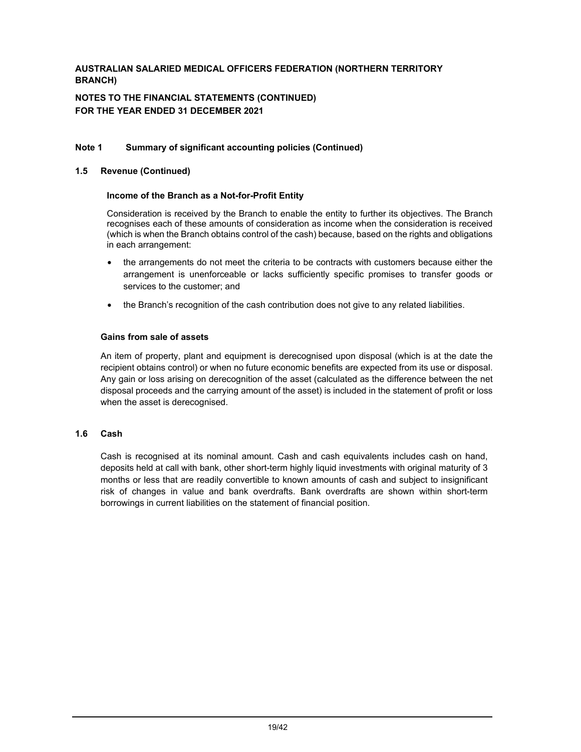**AUSTRALIAN SALARIED MEDICAL OFFICERS FEDERATION (NORTHERN TERRITORY BRANCH)**

**NOTES TO THE FINANCIAL STATEMENTS (CONTINUED)**
**FOR THE YEAR ENDED 31 DECEMBER 2021**

**Note 1 Summary of significant accounting policies (Continued)**

**1.5 Revenue (Continued)**

**Income of the Branch as a Not-for-Profit Entity**

Consideration is received by the Branch to enable the entity to further its objectives. The Branch recognises each of these amounts of consideration as income when the consideration is received (which is when the Branch obtains control of the cash) because, based on the rights and obligations in each arrangement:

- the arrangements do not meet the criteria to be contracts with customers because either the arrangement is unenforceable or lacks sufficiently specific promises to transfer goods or services to the customer; and
- the Branch's recognition of the cash contribution does not give to any related liabilities.

**Gains from sale of assets**

An item of property, plant and equipment is derecognised upon disposal (which is at the date the recipient obtains control) or when no future economic benefits are expected from its use or disposal. Any gain or loss arising on derecognition of the asset (calculated as the difference between the net disposal proceeds and the carrying amount of the asset) is included in the statement of profit or loss when the asset is derecognised.

**1.6 Cash**

Cash is recognised at its nominal amount. Cash and cash equivalents includes cash on hand, deposits held at call with bank, other short-term highly liquid investments with original maturity of 3 months or less that are readily convertible to known amounts of cash and subject to insignificant risk of changes in value and bank overdrafts. Bank overdrafts are shown within short-term borrowings in current liabilities on the statement of financial position.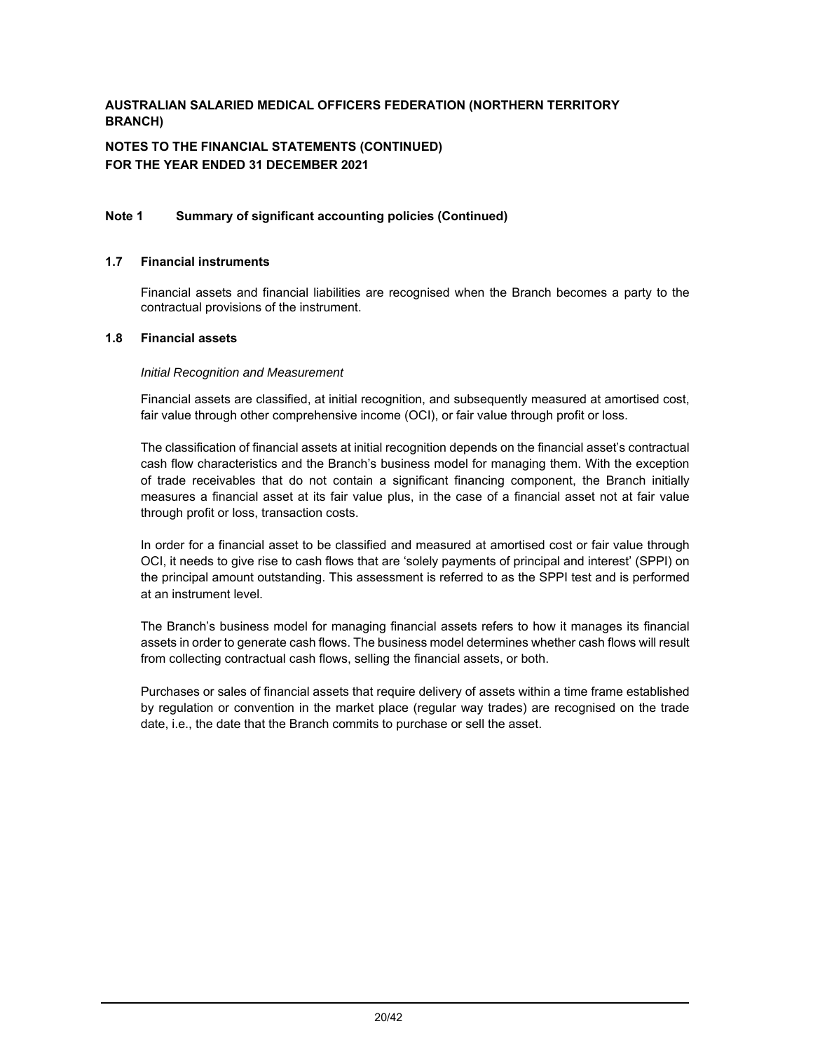**AUSTRALIAN SALARIED MEDICAL OFFICERS FEDERATION (NORTHERN TERRITORY BRANCH)**

**NOTES TO THE FINANCIAL STATEMENTS (CONTINUED)**
**FOR THE YEAR ENDED 31 DECEMBER 2021**

## Note 1 Summary of significant accounting policies (Continued)

### 1.7 Financial instruments

Financial assets and financial liabilities are recognised when the Branch becomes a party to the contractual provisions of the instrument.

### 1.8 Financial assets

*Initial Recognition and Measurement*

Financial assets are classified, at initial recognition, and subsequently measured at amortised cost, fair value through other comprehensive income (OCI), or fair value through profit or loss.

The classification of financial assets at initial recognition depends on the financial asset's contractual cash flow characteristics and the Branch's business model for managing them. With the exception of trade receivables that do not contain a significant financing component, the Branch initially measures a financial asset at its fair value plus, in the case of a financial asset not at fair value through profit or loss, transaction costs.

In order for a financial asset to be classified and measured at amortised cost or fair value through OCI, it needs to give rise to cash flows that are 'solely payments of principal and interest' (SPPI) on the principal amount outstanding. This assessment is referred to as the SPPI test and is performed at an instrument level.

The Branch's business model for managing financial assets refers to how it manages its financial assets in order to generate cash flows. The business model determines whether cash flows will result from collecting contractual cash flows, selling the financial assets, or both.

Purchases or sales of financial assets that require delivery of assets within a time frame established by regulation or convention in the market place (regular way trades) are recognised on the trade date, i.e., the date that the Branch commits to purchase or sell the asset.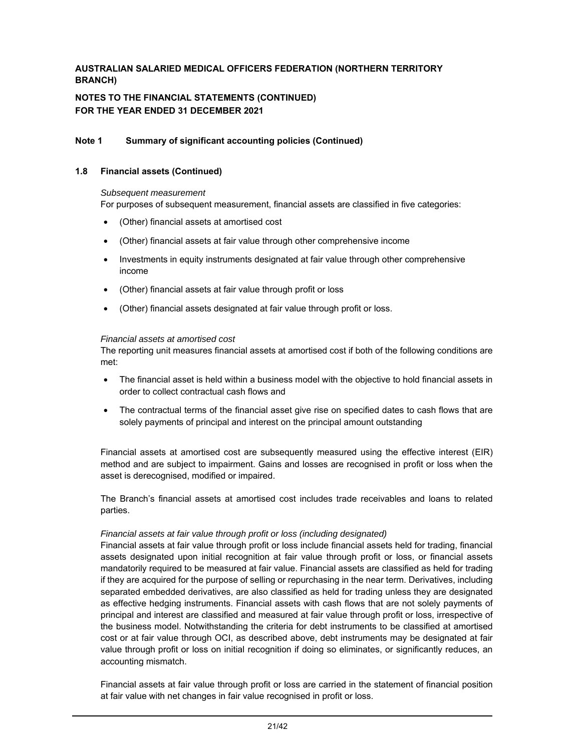**AUSTRALIAN SALARIED MEDICAL OFFICERS FEDERATION (NORTHERN TERRITORY BRANCH)**

**NOTES TO THE FINANCIAL STATEMENTS (CONTINUED)**
**FOR THE YEAR ENDED 31 DECEMBER 2021**

**Note 1 Summary of significant accounting policies (Continued)**

**1.8 Financial assets (Continued)**

*Subsequent measurement*
For purposes of subsequent measurement, financial assets are classified in five categories:

- (Other) financial assets at amortised cost
- (Other) financial assets at fair value through other comprehensive income
- Investments in equity instruments designated at fair value through other comprehensive income
- (Other) financial assets at fair value through profit or loss
- (Other) financial assets designated at fair value through profit or loss.

*Financial assets at amortised cost*
The reporting unit measures financial assets at amortised cost if both of the following conditions are met:

- The financial asset is held within a business model with the objective to hold financial assets in order to collect contractual cash flows and
- The contractual terms of the financial asset give rise on specified dates to cash flows that are solely payments of principal and interest on the principal amount outstanding

Financial assets at amortised cost are subsequently measured using the effective interest (EIR) method and are subject to impairment. Gains and losses are recognised in profit or loss when the asset is derecognised, modified or impaired.

The Branch's financial assets at amortised cost includes trade receivables and loans to related parties.

*Financial assets at fair value through profit or loss (including designated)*
Financial assets at fair value through profit or loss include financial assets held for trading, financial assets designated upon initial recognition at fair value through profit or loss, or financial assets mandatorily required to be measured at fair value. Financial assets are classified as held for trading if they are acquired for the purpose of selling or repurchasing in the near term. Derivatives, including separated embedded derivatives, are also classified as held for trading unless they are designated as effective hedging instruments. Financial assets with cash flows that are not solely payments of principal and interest are classified and measured at fair value through profit or loss, irrespective of the business model. Notwithstanding the criteria for debt instruments to be classified at amortised cost or at fair value through OCI, as described above, debt instruments may be designated at fair value through profit or loss on initial recognition if doing so eliminates, or significantly reduces, an accounting mismatch.

Financial assets at fair value through profit or loss are carried in the statement of financial position at fair value with net changes in fair value recognised in profit or loss.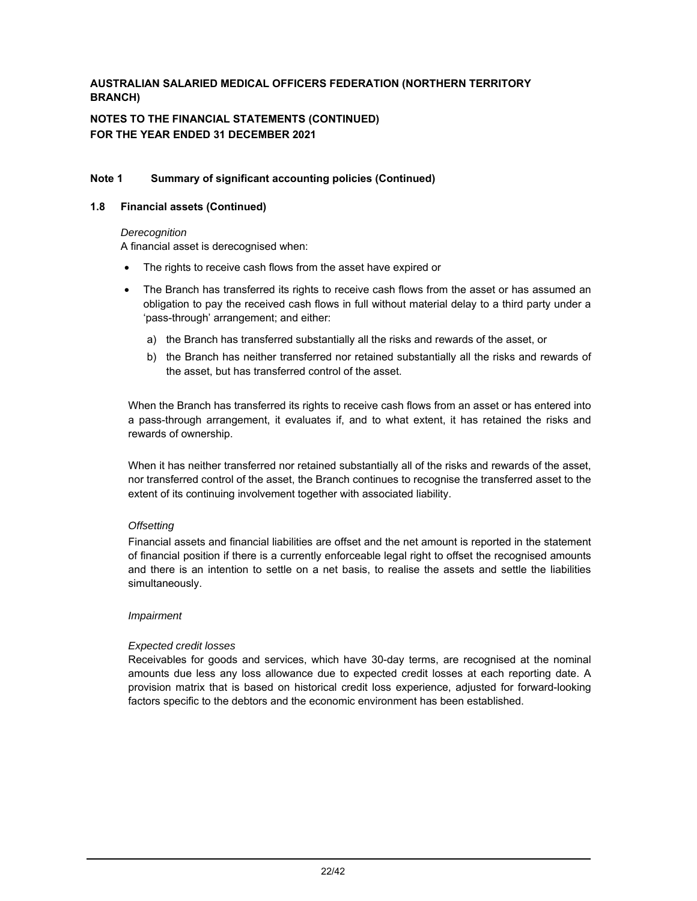**AUSTRALIAN SALARIED MEDICAL OFFICERS FEDERATION (NORTHERN TERRITORY BRANCH)**

**NOTES TO THE FINANCIAL STATEMENTS (CONTINUED)**
**FOR THE YEAR ENDED 31 DECEMBER 2021**

## Note 1 Summary of significant accounting policies (Continued)

### 1.8 Financial assets (Continued)

*Derecognition*

A financial asset is derecognised when:

- The rights to receive cash flows from the asset have expired or
- The Branch has transferred its rights to receive cash flows from the asset or has assumed an obligation to pay the received cash flows in full without material delay to a third party under a 'pass-through' arrangement; and either:
  a) the Branch has transferred substantially all the risks and rewards of the asset, or
  b) the Branch has neither transferred nor retained substantially all the risks and rewards of the asset, but has transferred control of the asset.

When the Branch has transferred its rights to receive cash flows from an asset or has entered into a pass-through arrangement, it evaluates if, and to what extent, it has retained the risks and rewards of ownership.

When it has neither transferred nor retained substantially all of the risks and rewards of the asset, nor transferred control of the asset, the Branch continues to recognise the transferred asset to the extent of its continuing involvement together with associated liability.

*Offsetting*

Financial assets and financial liabilities are offset and the net amount is reported in the statement of financial position if there is a currently enforceable legal right to offset the recognised amounts and there is an intention to settle on a net basis, to realise the assets and settle the liabilities simultaneously.

*Impairment*

*Expected credit losses*

Receivables for goods and services, which have 30-day terms, are recognised at the nominal amounts due less any loss allowance due to expected credit losses at each reporting date. A provision matrix that is based on historical credit loss experience, adjusted for forward-looking factors specific to the debtors and the economic environment has been established.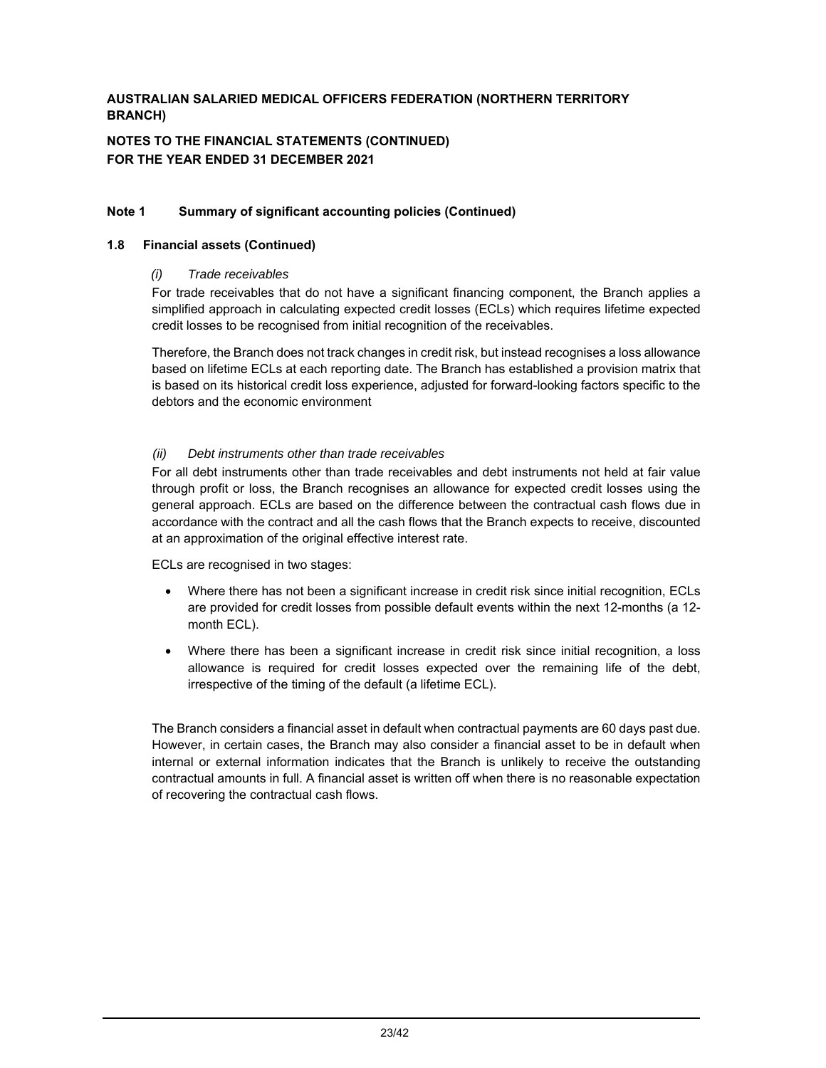**AUSTRALIAN SALARIED MEDICAL OFFICERS FEDERATION (NORTHERN TERRITORY BRANCH)**

**NOTES TO THE FINANCIAL STATEMENTS (CONTINUED)**
**FOR THE YEAR ENDED 31 DECEMBER 2021**

## Note 1 Summary of significant accounting policies (Continued)

### 1.8 Financial assets (Continued)

*(i) Trade receivables*

For trade receivables that do not have a significant financing component, the Branch applies a simplified approach in calculating expected credit losses (ECLs) which requires lifetime expected credit losses to be recognised from initial recognition of the receivables.

Therefore, the Branch does not track changes in credit risk, but instead recognises a loss allowance based on lifetime ECLs at each reporting date. The Branch has established a provision matrix that is based on its historical credit loss experience, adjusted for forward-looking factors specific to the debtors and the economic environment

*(ii) Debt instruments other than trade receivables*

For all debt instruments other than trade receivables and debt instruments not held at fair value through profit or loss, the Branch recognises an allowance for expected credit losses using the general approach. ECLs are based on the difference between the contractual cash flows due in accordance with the contract and all the cash flows that the Branch expects to receive, discounted at an approximation of the original effective interest rate.

ECLs are recognised in two stages:

- Where there has not been a significant increase in credit risk since initial recognition, ECLs are provided for credit losses from possible default events within the next 12-months (a 12-month ECL).
- Where there has been a significant increase in credit risk since initial recognition, a loss allowance is required for credit losses expected over the remaining life of the debt, irrespective of the timing of the default (a lifetime ECL).

The Branch considers a financial asset in default when contractual payments are 60 days past due. However, in certain cases, the Branch may also consider a financial asset to be in default when internal or external information indicates that the Branch is unlikely to receive the outstanding contractual amounts in full. A financial asset is written off when there is no reasonable expectation of recovering the contractual cash flows.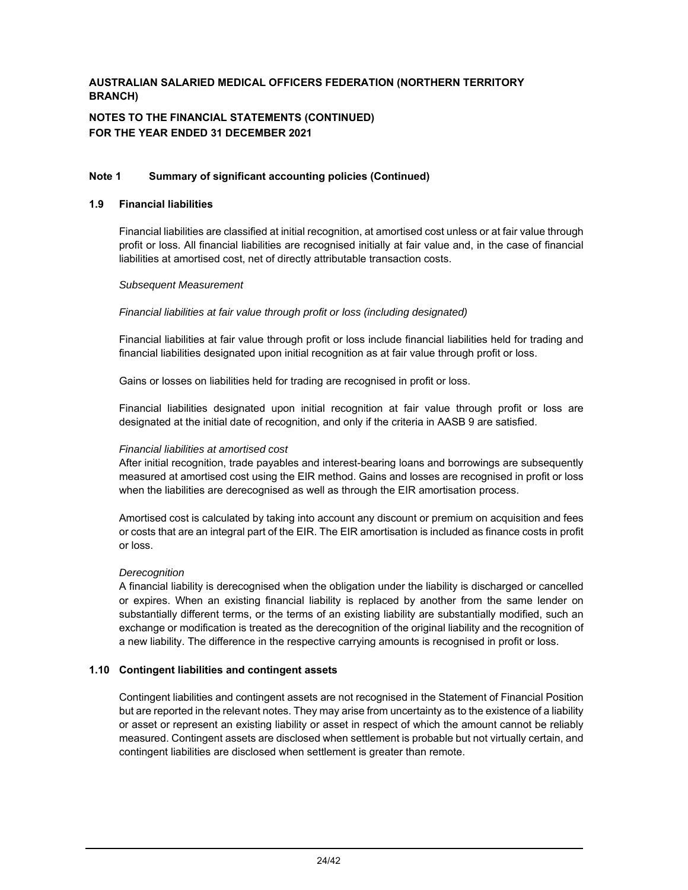**AUSTRALIAN SALARIED MEDICAL OFFICERS FEDERATION (NORTHERN TERRITORY BRANCH)**

**NOTES TO THE FINANCIAL STATEMENTS (CONTINUED)**
**FOR THE YEAR ENDED 31 DECEMBER 2021**

**Note 1 Summary of significant accounting policies (Continued)**

**1.9 Financial liabilities**

Financial liabilities are classified at initial recognition, at amortised cost unless or at fair value through profit or loss. All financial liabilities are recognised initially at fair value and, in the case of financial liabilities at amortised cost, net of directly attributable transaction costs.

*Subsequent Measurement*

*Financial liabilities at fair value through profit or loss (including designated)*

Financial liabilities at fair value through profit or loss include financial liabilities held for trading and financial liabilities designated upon initial recognition as at fair value through profit or loss.

Gains or losses on liabilities held for trading are recognised in profit or loss.

Financial liabilities designated upon initial recognition at fair value through profit or loss are designated at the initial date of recognition, and only if the criteria in AASB 9 are satisfied.

*Financial liabilities at amortised cost*
After initial recognition, trade payables and interest-bearing loans and borrowings are subsequently measured at amortised cost using the EIR method. Gains and losses are recognised in profit or loss when the liabilities are derecognised as well as through the EIR amortisation process.

Amortised cost is calculated by taking into account any discount or premium on acquisition and fees or costs that are an integral part of the EIR. The EIR amortisation is included as finance costs in profit or loss.

*Derecognition*
A financial liability is derecognised when the obligation under the liability is discharged or cancelled or expires. When an existing financial liability is replaced by another from the same lender on substantially different terms, or the terms of an existing liability are substantially modified, such an exchange or modification is treated as the derecognition of the original liability and the recognition of a new liability. The difference in the respective carrying amounts is recognised in profit or loss.

**1.10 Contingent liabilities and contingent assets**

Contingent liabilities and contingent assets are not recognised in the Statement of Financial Position but are reported in the relevant notes. They may arise from uncertainty as to the existence of a liability or asset or represent an existing liability or asset in respect of which the amount cannot be reliably measured. Contingent assets are disclosed when settlement is probable but not virtually certain, and contingent liabilities are disclosed when settlement is greater than remote.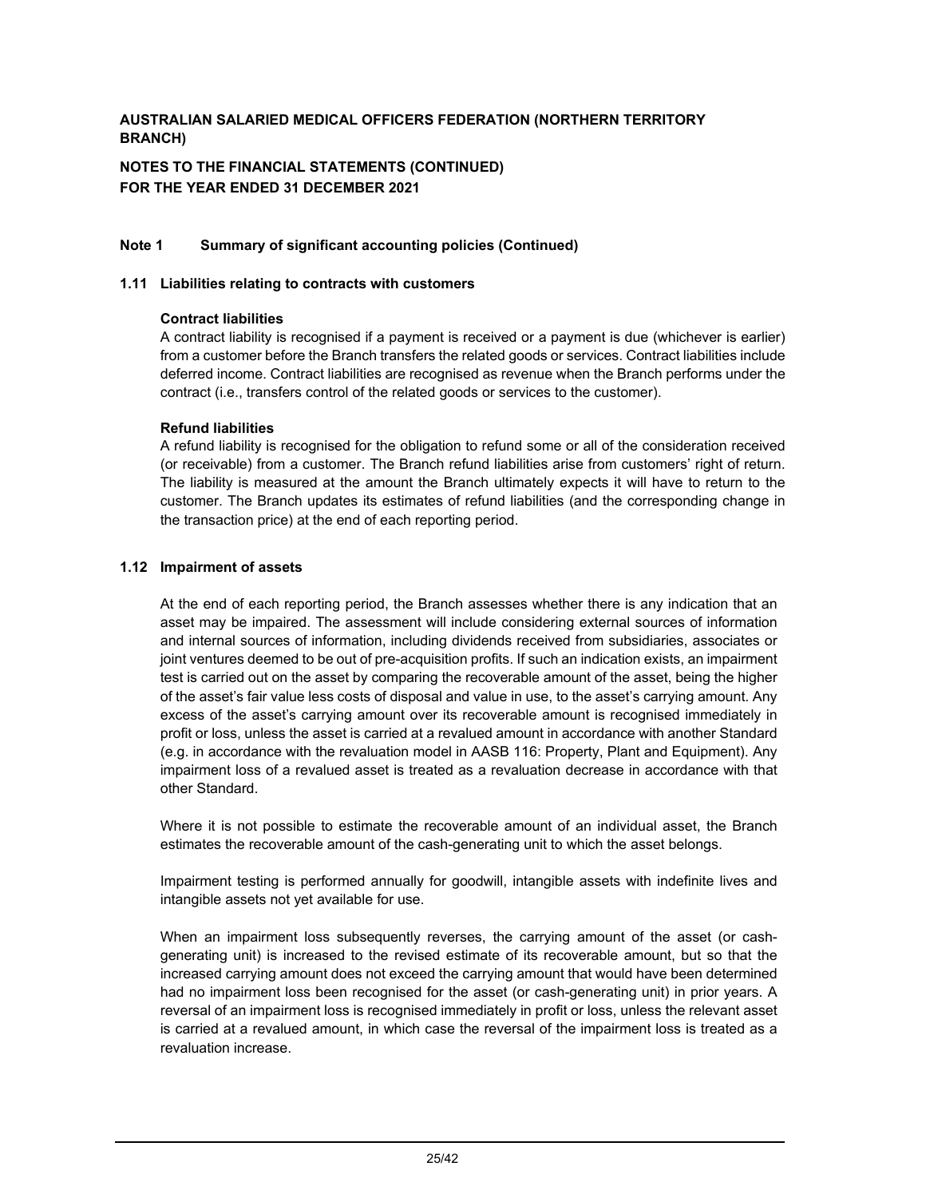**AUSTRALIAN SALARIED MEDICAL OFFICERS FEDERATION (NORTHERN TERRITORY BRANCH)**

**NOTES TO THE FINANCIAL STATEMENTS (CONTINUED)**
**FOR THE YEAR ENDED 31 DECEMBER 2021**

### Note 1 Summary of significant accounting policies (Continued)

#### 1.11 Liabilities relating to contracts with customers

**Contract liabilities**

A contract liability is recognised if a payment is received or a payment is due (whichever is earlier) from a customer before the Branch transfers the related goods or services. Contract liabilities include deferred income. Contract liabilities are recognised as revenue when the Branch performs under the contract (i.e., transfers control of the related goods or services to the customer).

**Refund liabilities**

A refund liability is recognised for the obligation to refund some or all of the consideration received (or receivable) from a customer. The Branch refund liabilities arise from customers' right of return. The liability is measured at the amount the Branch ultimately expects it will have to return to the customer. The Branch updates its estimates of refund liabilities (and the corresponding change in the transaction price) at the end of each reporting period.

#### 1.12 Impairment of assets

At the end of each reporting period, the Branch assesses whether there is any indication that an asset may be impaired. The assessment will include considering external sources of information and internal sources of information, including dividends received from subsidiaries, associates or joint ventures deemed to be out of pre-acquisition profits. If such an indication exists, an impairment test is carried out on the asset by comparing the recoverable amount of the asset, being the higher of the asset's fair value less costs of disposal and value in use, to the asset's carrying amount. Any excess of the asset's carrying amount over its recoverable amount is recognised immediately in profit or loss, unless the asset is carried at a revalued amount in accordance with another Standard (e.g. in accordance with the revaluation model in AASB 116: Property, Plant and Equipment). Any impairment loss of a revalued asset is treated as a revaluation decrease in accordance with that other Standard.

Where it is not possible to estimate the recoverable amount of an individual asset, the Branch estimates the recoverable amount of the cash-generating unit to which the asset belongs.

Impairment testing is performed annually for goodwill, intangible assets with indefinite lives and intangible assets not yet available for use.

When an impairment loss subsequently reverses, the carrying amount of the asset (or cash-generating unit) is increased to the revised estimate of its recoverable amount, but so that the increased carrying amount does not exceed the carrying amount that would have been determined had no impairment loss been recognised for the asset (or cash-generating unit) in prior years. A reversal of an impairment loss is recognised immediately in profit or loss, unless the relevant asset is carried at a revalued amount, in which case the reversal of the impairment loss is treated as a revaluation increase.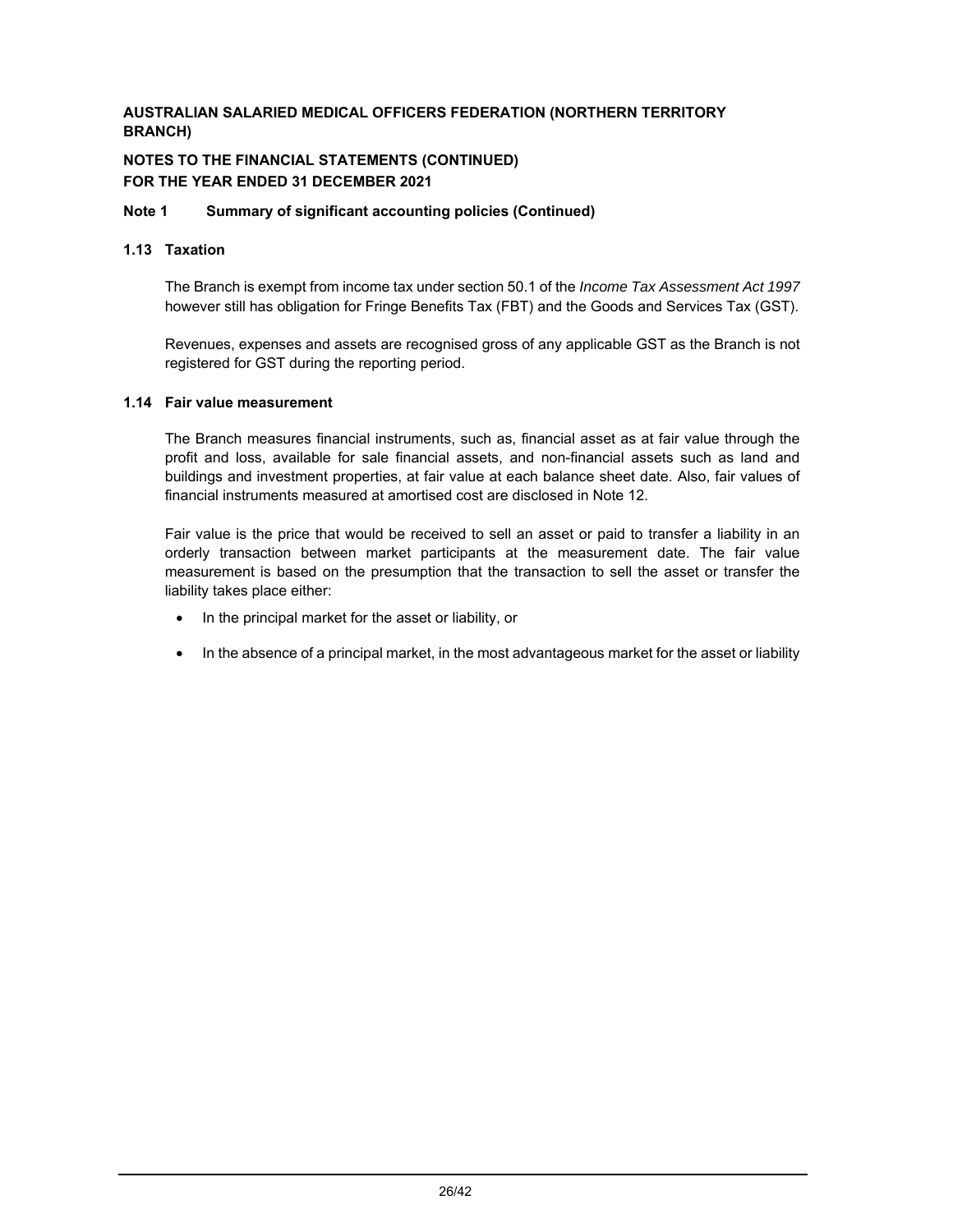**AUSTRALIAN SALARIED MEDICAL OFFICERS FEDERATION (NORTHERN TERRITORY BRANCH)**

**NOTES TO THE FINANCIAL STATEMENTS (CONTINUED)**
**FOR THE YEAR ENDED 31 DECEMBER 2021**

**Note 1 Summary of significant accounting policies (Continued)**

### 1.13 Taxation

The Branch is exempt from income tax under section 50.1 of the *Income Tax Assessment Act 1997* however still has obligation for Fringe Benefits Tax (FBT) and the Goods and Services Tax (GST).

Revenues, expenses and assets are recognised gross of any applicable GST as the Branch is not registered for GST during the reporting period.

### 1.14 Fair value measurement

The Branch measures financial instruments, such as, financial asset as at fair value through the profit and loss, available for sale financial assets, and non-financial assets such as land and buildings and investment properties, at fair value at each balance sheet date. Also, fair values of financial instruments measured at amortised cost are disclosed in Note 12.

Fair value is the price that would be received to sell an asset or paid to transfer a liability in an orderly transaction between market participants at the measurement date. The fair value measurement is based on the presumption that the transaction to sell the asset or transfer the liability takes place either:

- In the principal market for the asset or liability, or
- In the absence of a principal market, in the most advantageous market for the asset or liability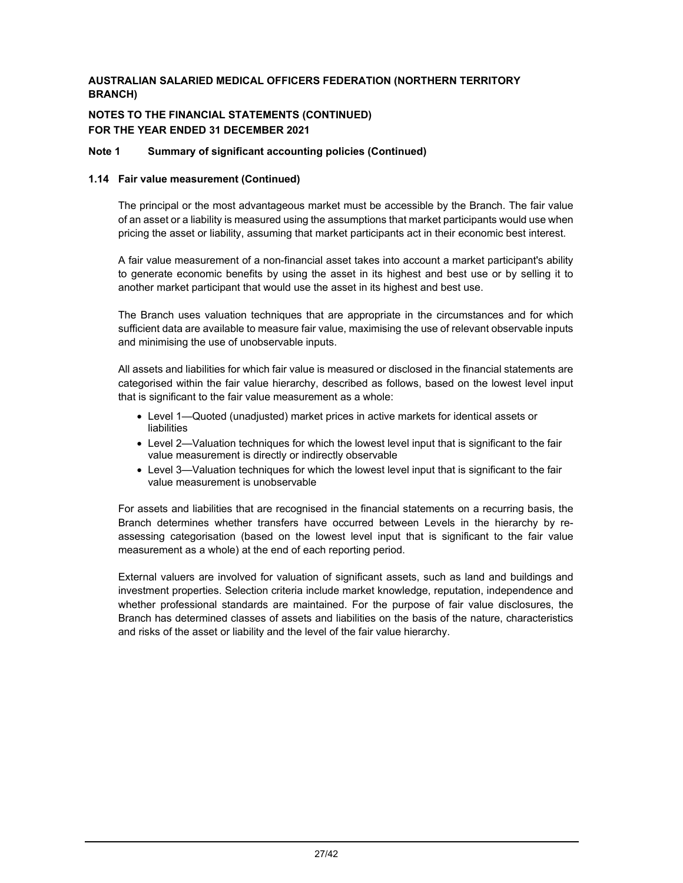**AUSTRALIAN SALARIED MEDICAL OFFICERS FEDERATION (NORTHERN TERRITORY BRANCH)**

**NOTES TO THE FINANCIAL STATEMENTS (CONTINUED)**
**FOR THE YEAR ENDED 31 DECEMBER 2021**

**Note 1 Summary of significant accounting policies (Continued)**

**1.14 Fair value measurement (Continued)**

The principal or the most advantageous market must be accessible by the Branch. The fair value of an asset or a liability is measured using the assumptions that market participants would use when pricing the asset or liability, assuming that market participants act in their economic best interest.

A fair value measurement of a non-financial asset takes into account a market participant's ability to generate economic benefits by using the asset in its highest and best use or by selling it to another market participant that would use the asset in its highest and best use.

The Branch uses valuation techniques that are appropriate in the circumstances and for which sufficient data are available to measure fair value, maximising the use of relevant observable inputs and minimising the use of unobservable inputs.

All assets and liabilities for which fair value is measured or disclosed in the financial statements are categorised within the fair value hierarchy, described as follows, based on the lowest level input that is significant to the fair value measurement as a whole:

- Level 1—Quoted (unadjusted) market prices in active markets for identical assets or liabilities
- Level 2—Valuation techniques for which the lowest level input that is significant to the fair value measurement is directly or indirectly observable
- Level 3—Valuation techniques for which the lowest level input that is significant to the fair value measurement is unobservable

For assets and liabilities that are recognised in the financial statements on a recurring basis, the Branch determines whether transfers have occurred between Levels in the hierarchy by re-assessing categorisation (based on the lowest level input that is significant to the fair value measurement as a whole) at the end of each reporting period.

External valuers are involved for valuation of significant assets, such as land and buildings and investment properties. Selection criteria include market knowledge, reputation, independence and whether professional standards are maintained. For the purpose of fair value disclosures, the Branch has determined classes of assets and liabilities on the basis of the nature, characteristics and risks of the asset or liability and the level of the fair value hierarchy.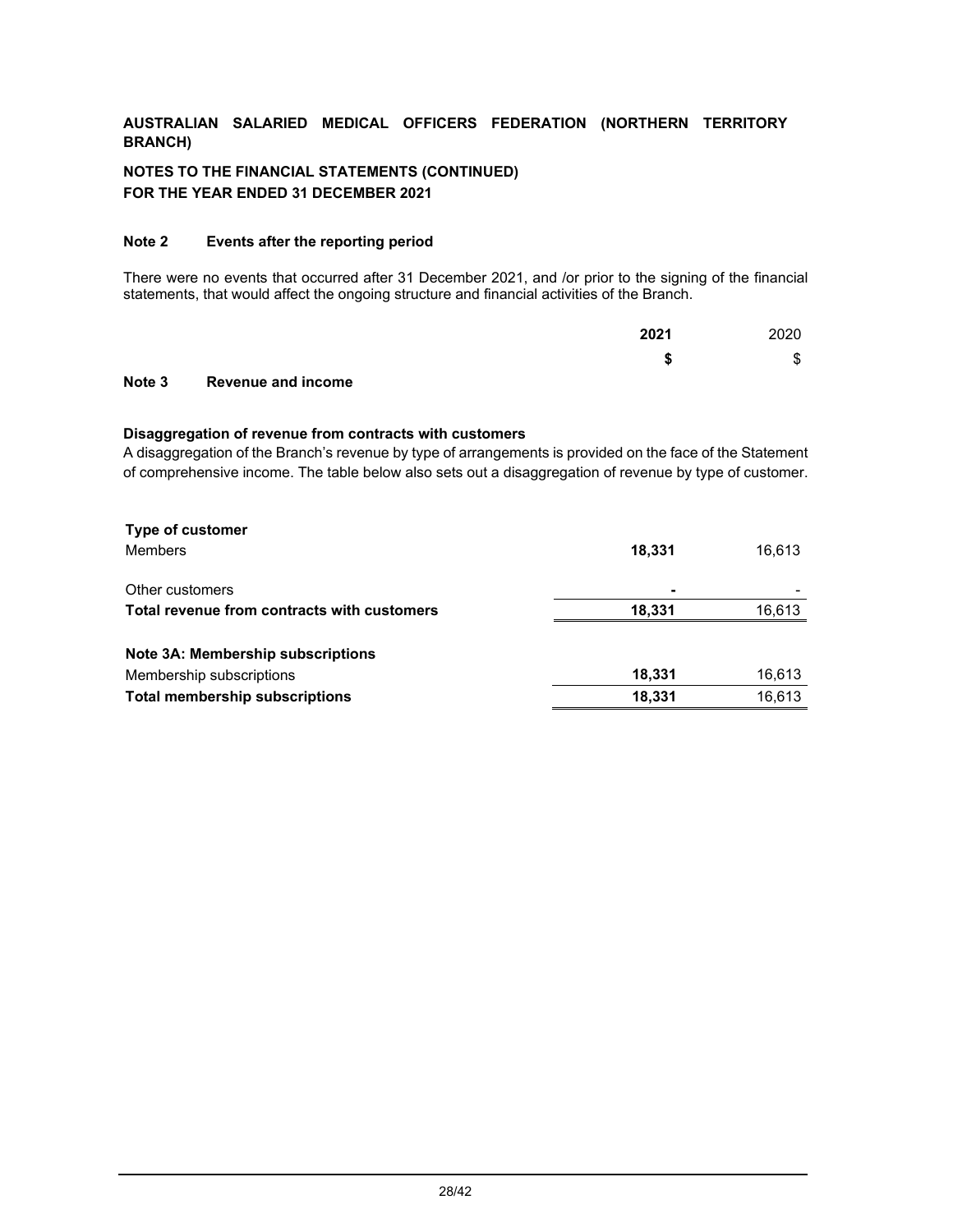**AUSTRALIAN SALARIED MEDICAL OFFICERS FEDERATION (NORTHERN TERRITORY BRANCH)**

**NOTES TO THE FINANCIAL STATEMENTS (CONTINUED)**
**FOR THE YEAR ENDED 31 DECEMBER 2021**

### Note 2 Events after the reporting period

There were no events that occurred after 31 December 2021, and /or prior to the signing of the financial statements, that would affect the ongoing structure and financial activities of the Branch.

### Note 3 Revenue and income

| | **2021** | 2020 |
|---|---|---|
| | **$** | $ |

**Disaggregation of revenue from contracts with customers**
A disaggregation of the Branch's revenue by type of arrangements is provided on the face of the Statement of comprehensive income. The table below also sets out a disaggregation of revenue by type of customer.

| | **2021** | 2020 |
|---|---|---|
| **Type of customer** | | |
| Members | **18,331** | 16,613 |
| Other customers | **-** | - |
| **Total revenue from contracts with customers** | **18,331** | 16,613 |
| | | |
| **Note 3A: Membership subscriptions** | | |
| Membership subscriptions | **18,331** | 16,613 |
| **Total membership subscriptions** | **18,331** | 16,613 |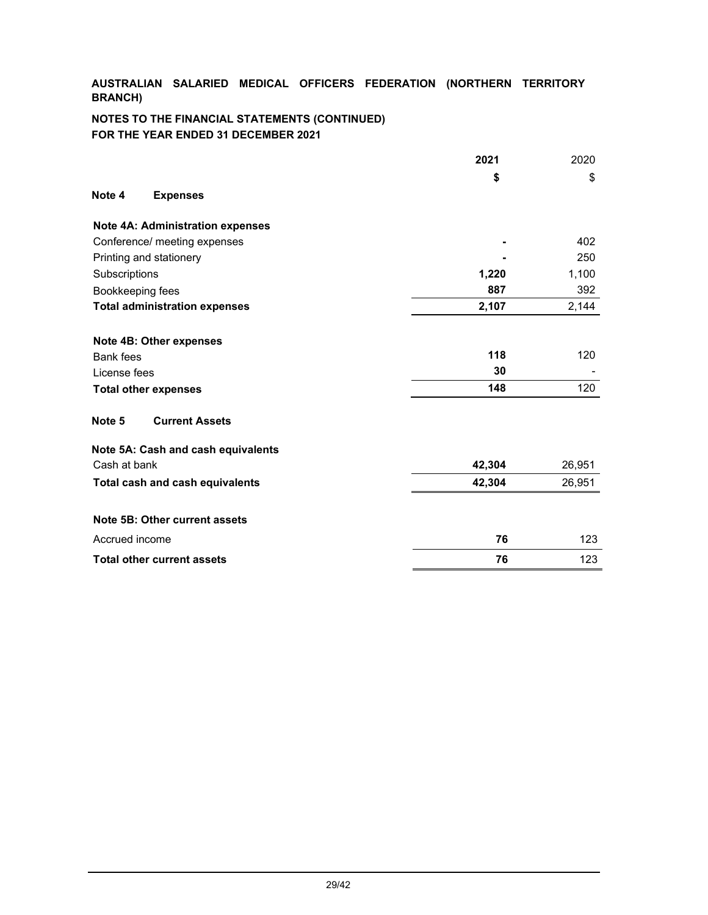**AUSTRALIAN SALARIED MEDICAL OFFICERS FEDERATION (NORTHERN TERRITORY BRANCH)**

**NOTES TO THE FINANCIAL STATEMENTS (CONTINUED)**
**FOR THE YEAR ENDED 31 DECEMBER 2021**

| | 2021 | 2020 |
|---|---|---|
| | $ | $ |
| **Note 4 Expenses** | | |
| **Note 4A: Administration expenses** | | |
| Conference/ meeting expenses | - | 402 |
| Printing and stationery | - | 250 |
| Subscriptions | 1,220 | 1,100 |
| Bookkeeping fees | 887 | 392 |
| **Total administration expenses** | **2,107** | 2,144 |
| **Note 4B: Other expenses** | | |
| Bank fees | 118 | 120 |
| License fees | 30 | - |
| **Total other expenses** | **148** | 120 |
| **Note 5 Current Assets** | | |
| **Note 5A: Cash and cash equivalents** | | |
| Cash at bank | 42,304 | 26,951 |
| **Total cash and cash equivalents** | **42,304** | 26,951 |
| **Note 5B: Other current assets** | | |
| Accrued income | 76 | 123 |
| **Total other current assets** | **76** | 123 |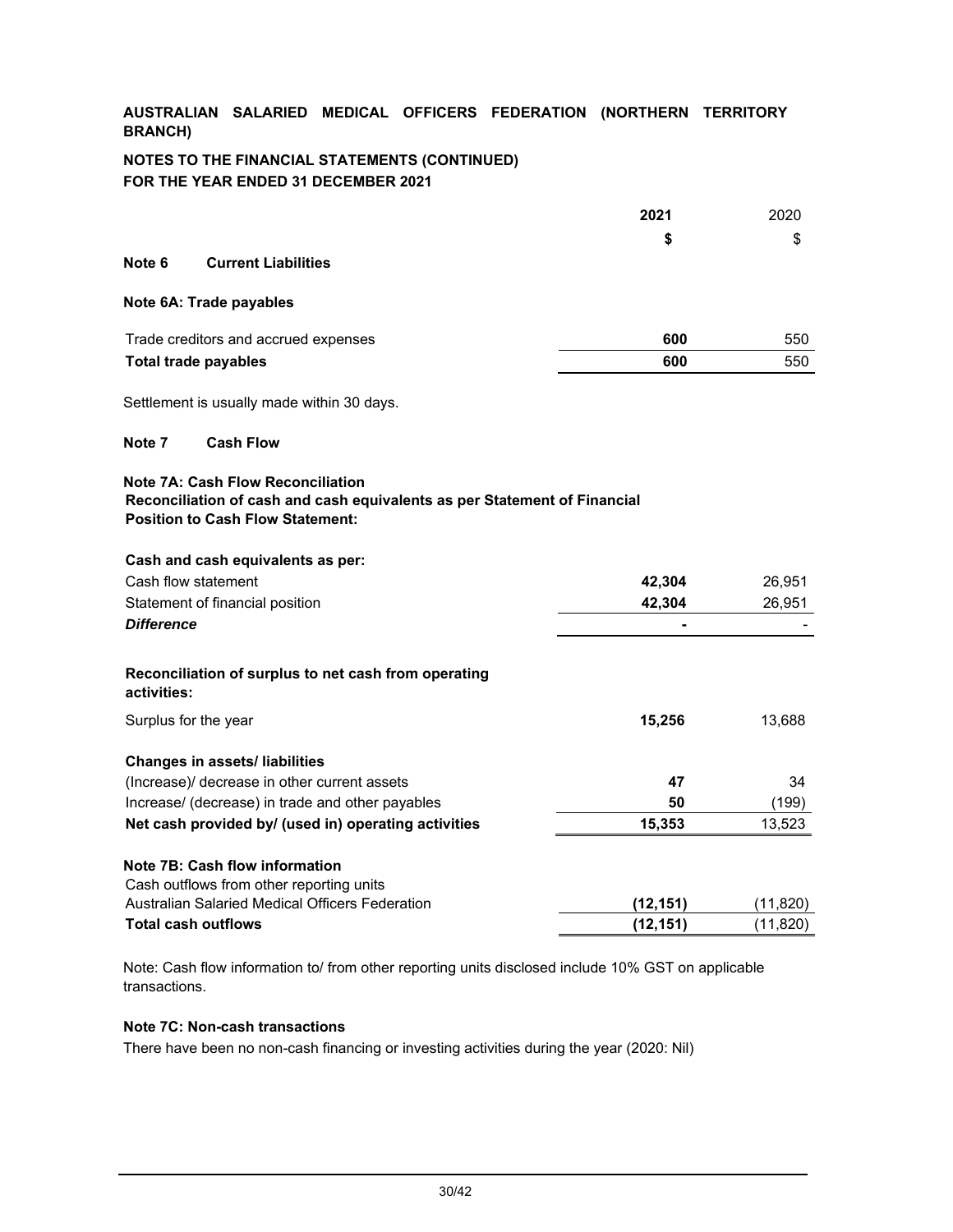**AUSTRALIAN SALARIED MEDICAL OFFICERS FEDERATION (NORTHERN TERRITORY BRANCH)**

**NOTES TO THE FINANCIAL STATEMENTS (CONTINUED)**
**FOR THE YEAR ENDED 31 DECEMBER 2021**

| | **2021** | 2020 |
|---|---|---|
| | **$** | $ |

## Note 6 Current Liabilities

### Note 6A: Trade payables

| | **2021** | 2020 |
|---|---|---|
| Trade creditors and accrued expenses | **600** | 550 |
| **Total trade payables** | **600** | 550 |

Settlement is usually made within 30 days.

## Note 7 Cash Flow

### Note 7A: Cash Flow Reconciliation

**Reconciliation of cash and cash equivalents as per Statement of Financial Position to Cash Flow Statement:**

| | **2021** | 2020 |
|---|---|---|
| **Cash and cash equivalents as per:** | | |
| Cash flow statement | **42,304** | 26,951 |
| Statement of financial position | **42,304** | 26,951 |
| ***Difference*** | **-** | - |

| | **2021** | 2020 |
|---|---|---|
| **Reconciliation of surplus to net cash from operating activities:** | | |
| Surplus for the year | **15,256** | 13,688 |
| **Changes in assets/ liabilities** | | |
| (Increase)/ decrease in other current assets | **47** | 34 |
| Increase/ (decrease) in trade and other payables | **50** | (199) |
| **Net cash provided by/ (used in) operating activities** | **15,353** | 13,523 |

### Note 7B: Cash flow information

| | **2021** | 2020 |
|---|---|---|
| Cash outflows from other reporting units | | |
| Australian Salaried Medical Officers Federation | **(12,151)** | (11,820) |
| **Total cash outflows** | **(12,151)** | (11,820) |

Note: Cash flow information to/ from other reporting units disclosed include 10% GST on applicable transactions.

### Note 7C: Non-cash transactions

There have been no non-cash financing or investing activities during the year (2020: Nil)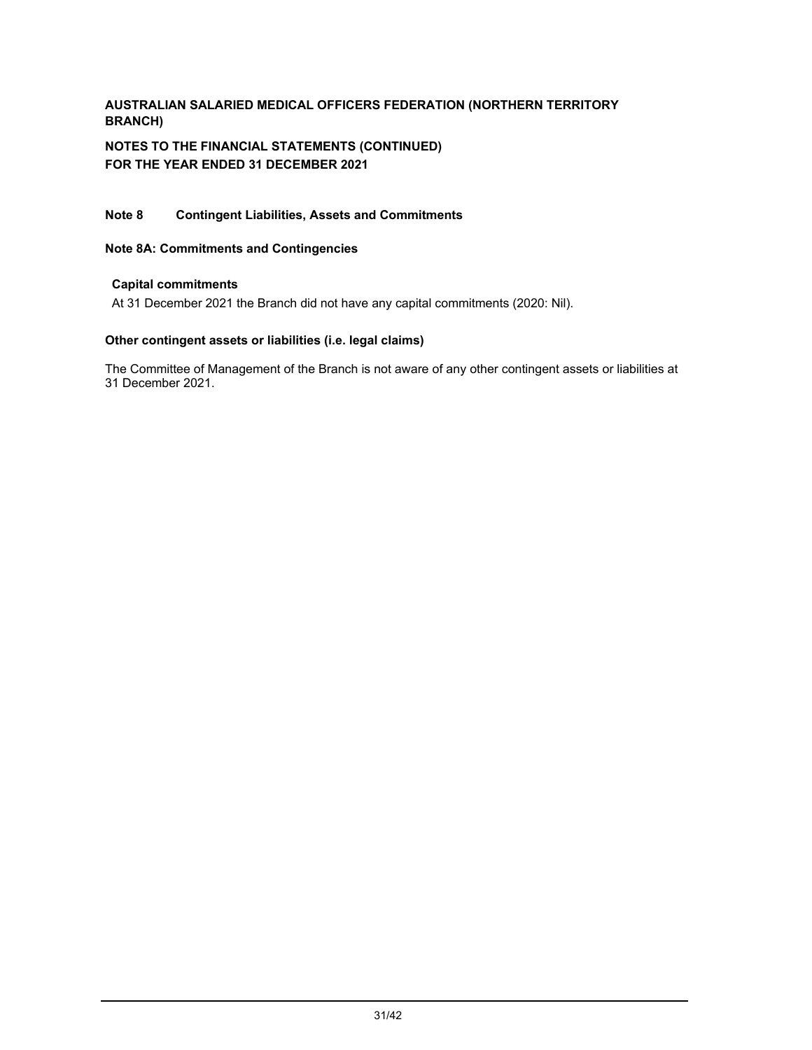**AUSTRALIAN SALARIED MEDICAL OFFICERS FEDERATION (NORTHERN TERRITORY BRANCH)**

**NOTES TO THE FINANCIAL STATEMENTS (CONTINUED)**
**FOR THE YEAR ENDED 31 DECEMBER 2021**

## Note 8 Contingent Liabilities, Assets and Commitments

### Note 8A: Commitments and Contingencies

**Capital commitments**

At 31 December 2021 the Branch did not have any capital commitments (2020: Nil).

**Other contingent assets or liabilities (i.e. legal claims)**

The Committee of Management of the Branch is not aware of any other contingent assets or liabilities at 31 December 2021.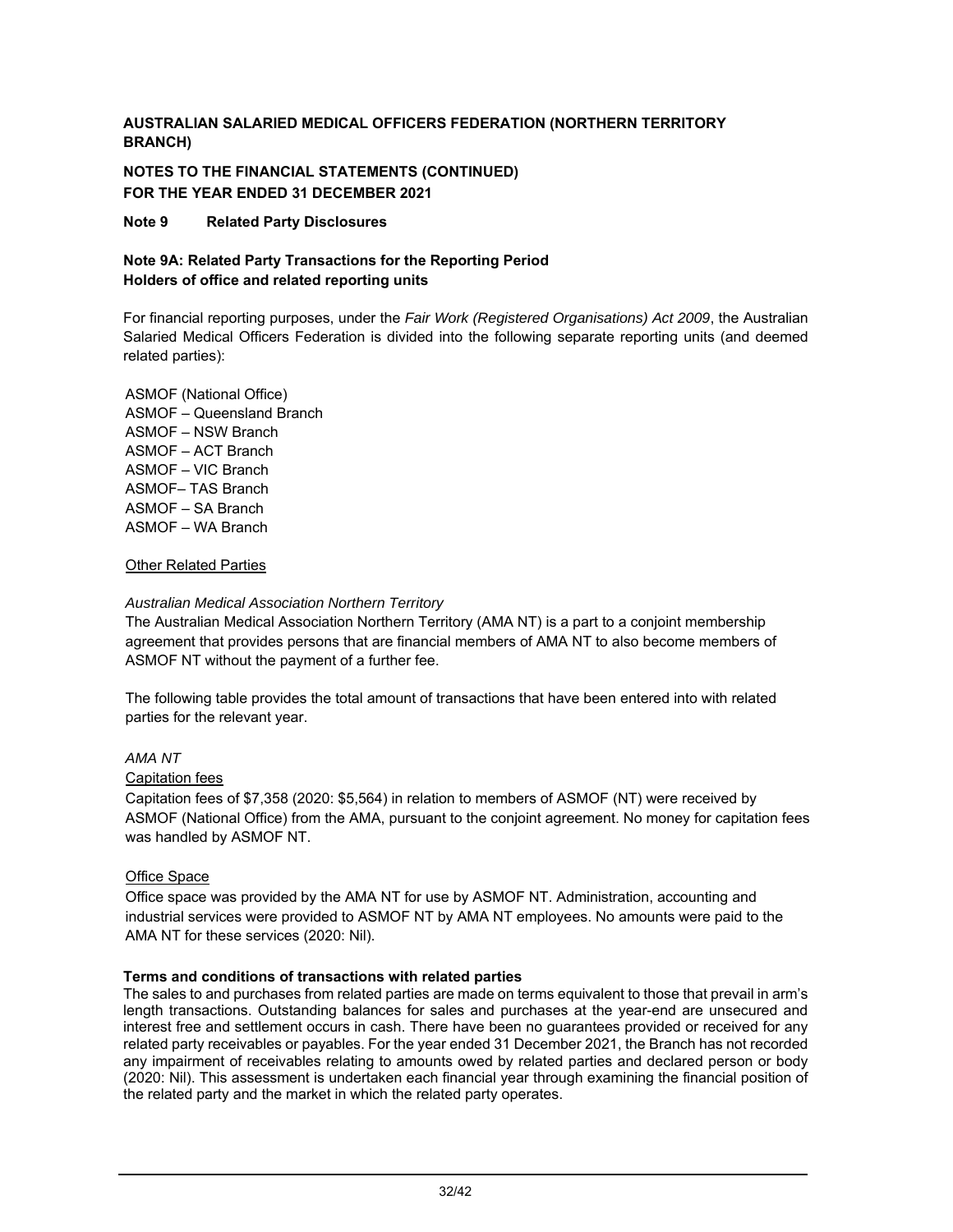**AUSTRALIAN SALARIED MEDICAL OFFICERS FEDERATION (NORTHERN TERRITORY BRANCH)**

**NOTES TO THE FINANCIAL STATEMENTS (CONTINUED)**
**FOR THE YEAR ENDED 31 DECEMBER 2021**

## Note 9 Related Party Disclosures

### Note 9A: Related Party Transactions for the Reporting Period
**Holders of office and related reporting units**

For financial reporting purposes, under the *Fair Work (Registered Organisations) Act 2009*, the Australian Salaried Medical Officers Federation is divided into the following separate reporting units (and deemed related parties):

ASMOF (National Office)
ASMOF – Queensland Branch
ASMOF – NSW Branch
ASMOF – ACT Branch
ASMOF – VIC Branch
ASMOF– TAS Branch
ASMOF – SA Branch
ASMOF – WA Branch

<u>Other Related Parties</u>

*Australian Medical Association Northern Territory*
The Australian Medical Association Northern Territory (AMA NT) is a part to a conjoint membership agreement that provides persons that are financial members of AMA NT to also become members of ASMOF NT without the payment of a further fee.

The following table provides the total amount of transactions that have been entered into with related parties for the relevant year.

*AMA NT*

<u>Capitation fees</u>
Capitation fees of $7,358 (2020: $5,564) in relation to members of ASMOF (NT) were received by ASMOF (National Office) from the AMA, pursuant to the conjoint agreement. No money for capitation fees was handled by ASMOF NT.

<u>Office Space</u>
Office space was provided by the AMA NT for use by ASMOF NT. Administration, accounting and industrial services were provided to ASMOF NT by AMA NT employees. No amounts were paid to the AMA NT for these services (2020: Nil).

**Terms and conditions of transactions with related parties**
The sales to and purchases from related parties are made on terms equivalent to those that prevail in arm's length transactions. Outstanding balances for sales and purchases at the year-end are unsecured and interest free and settlement occurs in cash. There have been no guarantees provided or received for any related party receivables or payables. For the year ended 31 December 2021, the Branch has not recorded any impairment of receivables relating to amounts owed by related parties and declared person or body (2020: Nil). This assessment is undertaken each financial year through examining the financial position of the related party and the market in which the related party operates.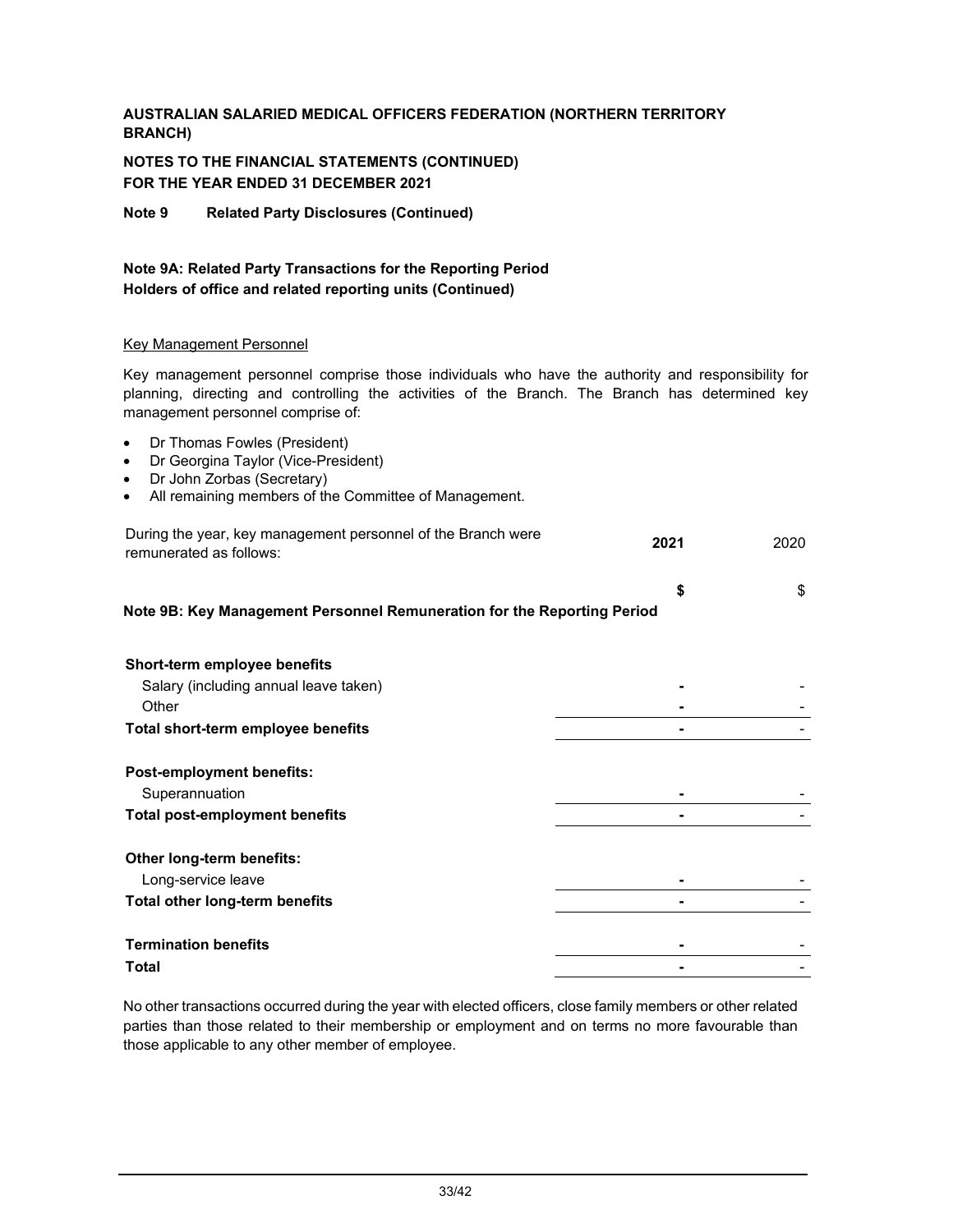**AUSTRALIAN SALARIED MEDICAL OFFICERS FEDERATION (NORTHERN TERRITORY BRANCH)**

**NOTES TO THE FINANCIAL STATEMENTS (CONTINUED)**
**FOR THE YEAR ENDED 31 DECEMBER 2021**

**Note 9 Related Party Disclosures (Continued)**

**Note 9A: Related Party Transactions for the Reporting Period**
**Holders of office and related reporting units (Continued)**

Key Management Personnel

Key management personnel comprise those individuals who have the authority and responsibility for planning, directing and controlling the activities of the Branch. The Branch has determined key management personnel comprise of:

- Dr Thomas Fowles (President)
- Dr Georgina Taylor (Vice-President)
- Dr John Zorbas (Secretary)
- All remaining members of the Committee of Management.

| During the year, key management personnel of the Branch were remunerated as follows: | **2021** | 2020 |
|---|---|---|
| | **$** | $ |
| **Note 9B: Key Management Personnel Remuneration for the Reporting Period** | | |
| **Short-term employee benefits** | | |
| Salary (including annual leave taken) | **-** | - |
| Other | **-** | - |
| **Total short-term employee benefits** | **-** | - |
| **Post-employment benefits:** | | |
| Superannuation | **-** | - |
| **Total post-employment benefits** | **-** | - |
| **Other long-term benefits:** | | |
| Long-service leave | **-** | - |
| **Total other long-term benefits** | **-** | - |
| **Termination benefits** | **-** | - |
| **Total** | **-** | - |

No other transactions occurred during the year with elected officers, close family members or other related parties than those related to their membership or employment and on terms no more favourable than those applicable to any other member of employee.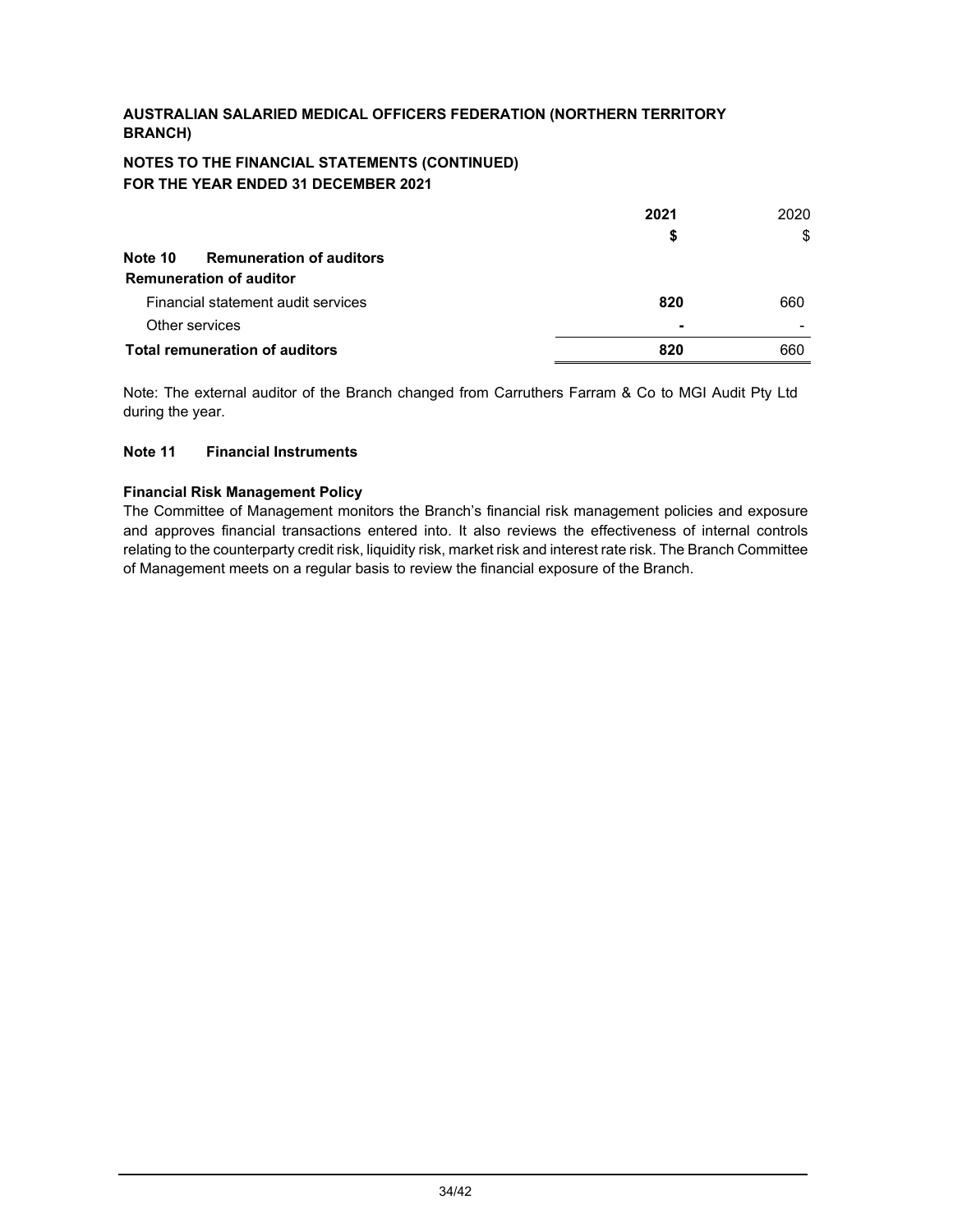**AUSTRALIAN SALARIED MEDICAL OFFICERS FEDERATION (NORTHERN TERRITORY BRANCH)**

**NOTES TO THE FINANCIAL STATEMENTS (CONTINUED)**
**FOR THE YEAR ENDED 31 DECEMBER 2021**

| | **2021** | 2020 |
|---|---|---|
| | **$** | $ |
| **Note 10 Remuneration of auditors** | | |
| **Remuneration of auditor** | | |
| Financial statement audit services | **820** | 660 |
| Other services | **-** | - |
| **Total remuneration of auditors** | **820** | 660 |

Note: The external auditor of the Branch changed from Carruthers Farram & Co to MGI Audit Pty Ltd during the year.

**Note 11 Financial Instruments**

**Financial Risk Management Policy**

The Committee of Management monitors the Branch's financial risk management policies and exposure and approves financial transactions entered into. It also reviews the effectiveness of internal controls relating to the counterparty credit risk, liquidity risk, market risk and interest rate risk. The Branch Committee of Management meets on a regular basis to review the financial exposure of the Branch.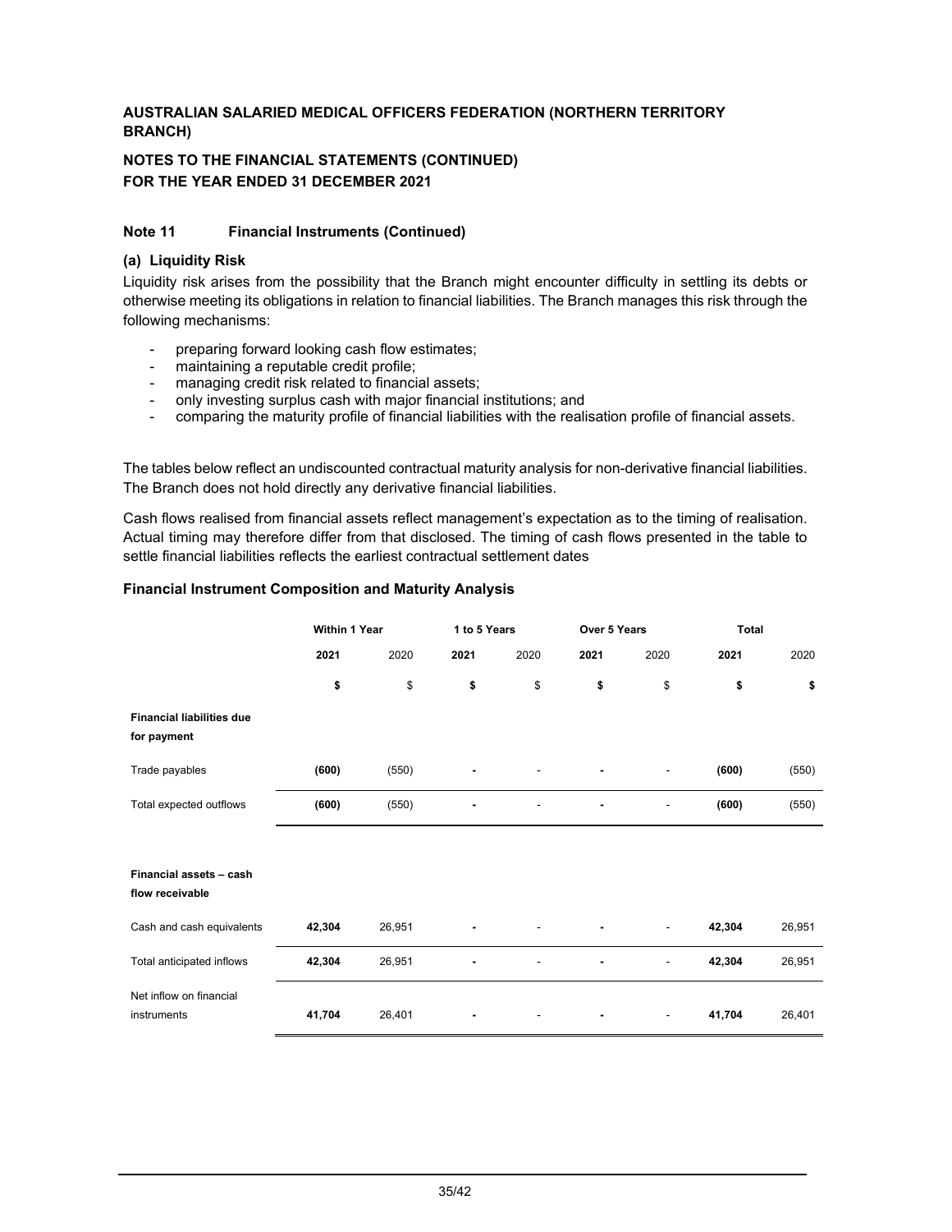**AUSTRALIAN SALARIED MEDICAL OFFICERS FEDERATION (NORTHERN TERRITORY BRANCH)**

**NOTES TO THE FINANCIAL STATEMENTS (CONTINUED)**
**FOR THE YEAR ENDED 31 DECEMBER 2021**

### Note 11 Financial Instruments (Continued)

#### (a) Liquidity Risk

Liquidity risk arises from the possibility that the Branch might encounter difficulty in settling its debts or otherwise meeting its obligations in relation to financial liabilities. The Branch manages this risk through the following mechanisms:

- preparing forward looking cash flow estimates;
- maintaining a reputable credit profile;
- managing credit risk related to financial assets;
- only investing surplus cash with major financial institutions; and
- comparing the maturity profile of financial liabilities with the realisation profile of financial assets.

The tables below reflect an undiscounted contractual maturity analysis for non-derivative financial liabilities. The Branch does not hold directly any derivative financial liabilities.

Cash flows realised from financial assets reflect management's expectation as to the timing of realisation. Actual timing may therefore differ from that disclosed. The timing of cash flows presented in the table to settle financial liabilities reflects the earliest contractual settlement dates

**Financial Instrument Composition and Maturity Analysis**

| | Within 1 Year | | 1 to 5 Years | | Over 5 Years | | Total | |
|---|---|---|---|---|---|---|---|---|
| | **2021** | 2020 | **2021** | 2020 | **2021** | 2020 | **2021** | 2020 |
| | **$** | $ | **$** | $ | **$** | $ | **$** | **$** |
| **Financial liabilities due for payment** | | | | | | | | |
| Trade payables | **(600)** | (550) | **-** | - | **-** | - | **(600)** | (550) |
| Total expected outflows | **(600)** | (550) | **-** | - | **-** | - | **(600)** | (550) |
| **Financial assets – cash flow receivable** | | | | | | | | |
| Cash and cash equivalents | **42,304** | 26,951 | **-** | - | **-** | - | **42,304** | 26,951 |
| Total anticipated inflows | **42,304** | 26,951 | **-** | - | **-** | - | **42,304** | 26,951 |
| Net inflow on financial instruments | **41,704** | 26,401 | **-** | - | **-** | - | **41,704** | 26,401 |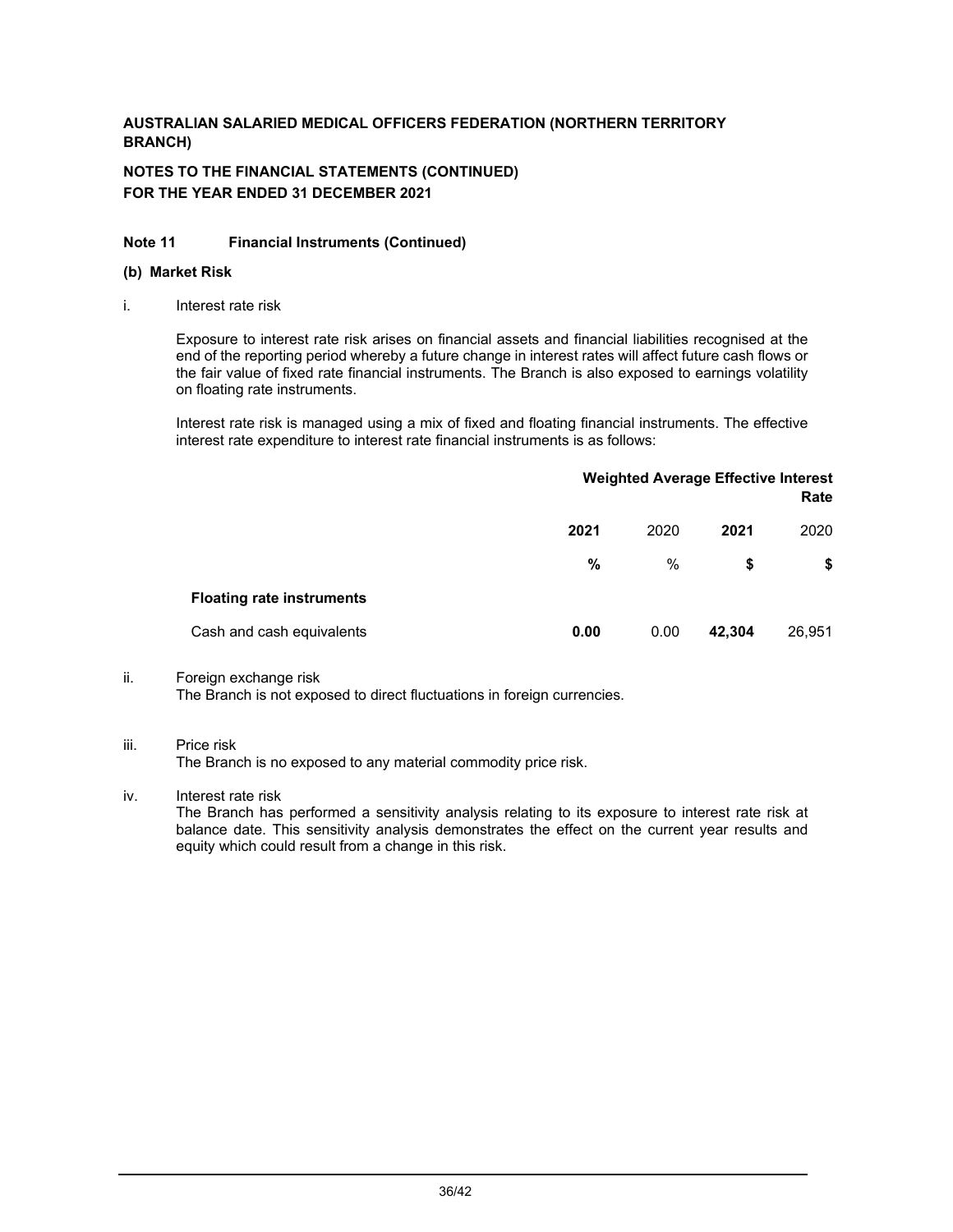**AUSTRALIAN SALARIED MEDICAL OFFICERS FEDERATION (NORTHERN TERRITORY BRANCH)**

**NOTES TO THE FINANCIAL STATEMENTS (CONTINUED)**
**FOR THE YEAR ENDED 31 DECEMBER 2021**

**Note 11 Financial Instruments (Continued)**

**(b) Market Risk**

i. Interest rate risk

Exposure to interest rate risk arises on financial assets and financial liabilities recognised at the end of the reporting period whereby a future change in interest rates will affect future cash flows or the fair value of fixed rate financial instruments. The Branch is also exposed to earnings volatility on floating rate instruments.

Interest rate risk is managed using a mix of fixed and floating financial instruments. The effective interest rate expenditure to interest rate financial instruments is as follows:

| | Weighted Average Effective Interest Rate | | | |
|---|---|---|---|---|
| | **2021** | 2020 | **2021** | 2020 |
| | **%** | % | **$** | **$** |
| **Floating rate instruments** | | | | |
| Cash and cash equivalents | **0.00** | 0.00 | **42,304** | 26,951 |

ii. Foreign exchange risk
The Branch is not exposed to direct fluctuations in foreign currencies.

iii. Price risk
The Branch is no exposed to any material commodity price risk.

iv. Interest rate risk
The Branch has performed a sensitivity analysis relating to its exposure to interest rate risk at balance date. This sensitivity analysis demonstrates the effect on the current year results and equity which could result from a change in this risk.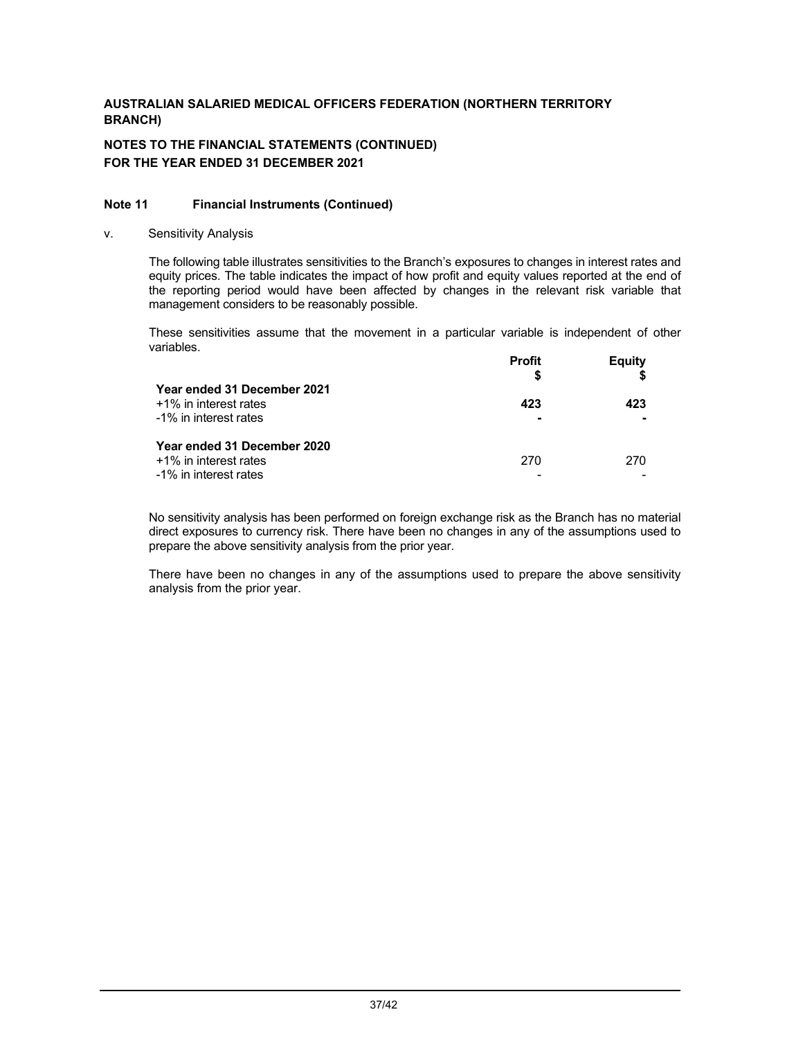**AUSTRALIAN SALARIED MEDICAL OFFICERS FEDERATION (NORTHERN TERRITORY BRANCH)**

**NOTES TO THE FINANCIAL STATEMENTS (CONTINUED)**
**FOR THE YEAR ENDED 31 DECEMBER 2021**

**Note 11 Financial Instruments (Continued)**

v. Sensitivity Analysis

The following table illustrates sensitivities to the Branch's exposures to changes in interest rates and equity prices. The table indicates the impact of how profit and equity values reported at the end of the reporting period would have been affected by changes in the relevant risk variable that management considers to be reasonably possible.

These sensitivities assume that the movement in a particular variable is independent of other variables.

| | Profit $ | Equity $ |
|---|---|---|
| **Year ended 31 December 2021** | | |
| +1% in interest rates | **423** | **423** |
| -1% in interest rates | **-** | **-** |
| **Year ended 31 December 2020** | | |
| +1% in interest rates | 270 | 270 |
| -1% in interest rates | - | - |

No sensitivity analysis has been performed on foreign exchange risk as the Branch has no material direct exposures to currency risk. There have been no changes in any of the assumptions used to prepare the above sensitivity analysis from the prior year.

There have been no changes in any of the assumptions used to prepare the above sensitivity analysis from the prior year.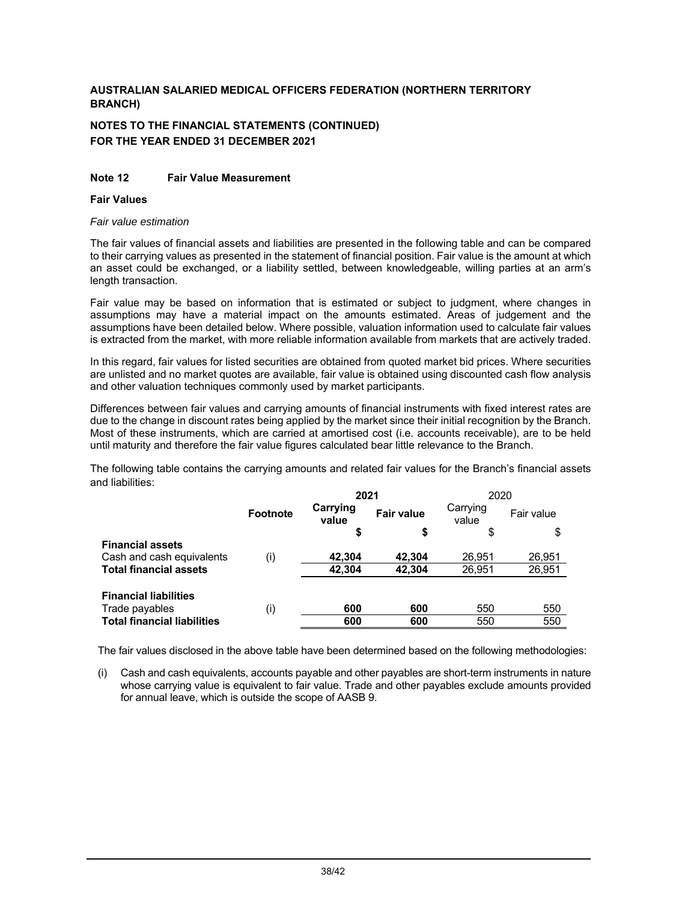**AUSTRALIAN SALARIED MEDICAL OFFICERS FEDERATION (NORTHERN TERRITORY BRANCH)**

**NOTES TO THE FINANCIAL STATEMENTS (CONTINUED)**
**FOR THE YEAR ENDED 31 DECEMBER 2021**

### Note 12 Fair Value Measurement

**Fair Values**

*Fair value estimation*

The fair values of financial assets and liabilities are presented in the following table and can be compared to their carrying values as presented in the statement of financial position. Fair value is the amount at which an asset could be exchanged, or a liability settled, between knowledgeable, willing parties at an arm's length transaction.

Fair value may be based on information that is estimated or subject to judgment, where changes in assumptions may have a material impact on the amounts estimated. Areas of judgement and the assumptions have been detailed below. Where possible, valuation information used to calculate fair values is extracted from the market, with more reliable information available from markets that are actively traded.

In this regard, fair values for listed securities are obtained from quoted market bid prices. Where securities are unlisted and no market quotes are available, fair value is obtained using discounted cash flow analysis and other valuation techniques commonly used by market participants.

Differences between fair values and carrying amounts of financial instruments with fixed interest rates are due to the change in discount rates being applied by the market since their initial recognition by the Branch. Most of these instruments, which are carried at amortised cost (i.e. accounts receivable), are to be held until maturity and therefore the fair value figures calculated bear little relevance to the Branch.

The following table contains the carrying amounts and related fair values for the Branch's financial assets and liabilities:

| | | **2021** | | 2020 | |
|---|---|---|---|---|---|
| | **Footnote** | **Carrying value** | **Fair value** | Carrying value | Fair value |
| | | **$** | **$** | $ | $ |
| **Financial assets** | | | | | |
| Cash and cash equivalents | (i) | **42,304** | **42,304** | 26,951 | 26,951 |
| **Total financial assets** | | **42,304** | **42,304** | 26,951 | 26,951 |
| **Financial liabilities** | | | | | |
| Trade payables | (i) | **600** | **600** | 550 | 550 |
| **Total financial liabilities** | | **600** | **600** | 550 | 550 |

The fair values disclosed in the above table have been determined based on the following methodologies:

(i) Cash and cash equivalents, accounts payable and other payables are short-term instruments in nature whose carrying value is equivalent to fair value. Trade and other payables exclude amounts provided for annual leave, which is outside the scope of AASB 9.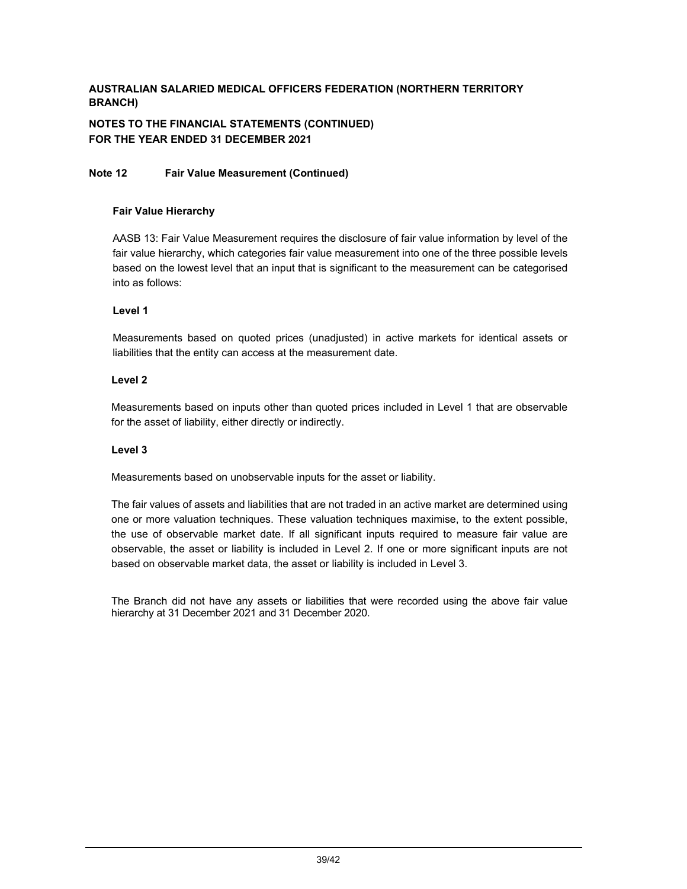**AUSTRALIAN SALARIED MEDICAL OFFICERS FEDERATION (NORTHERN TERRITORY BRANCH)**

**NOTES TO THE FINANCIAL STATEMENTS (CONTINUED)**
**FOR THE YEAR ENDED 31 DECEMBER 2021**

## Note 12 Fair Value Measurement (Continued)

### Fair Value Hierarchy

AASB 13: Fair Value Measurement requires the disclosure of fair value information by level of the fair value hierarchy, which categories fair value measurement into one of the three possible levels based on the lowest level that an input that is significant to the measurement can be categorised into as follows:

**Level 1**

Measurements based on quoted prices (unadjusted) in active markets for identical assets or liabilities that the entity can access at the measurement date.

**Level 2**

Measurements based on inputs other than quoted prices included in Level 1 that are observable for the asset of liability, either directly or indirectly.

**Level 3**

Measurements based on unobservable inputs for the asset or liability.

The fair values of assets and liabilities that are not traded in an active market are determined using one or more valuation techniques. These valuation techniques maximise, to the extent possible, the use of observable market date. If all significant inputs required to measure fair value are observable, the asset or liability is included in Level 2. If one or more significant inputs are not based on observable market data, the asset or liability is included in Level 3.

The Branch did not have any assets or liabilities that were recorded using the above fair value hierarchy at 31 December 2021 and 31 December 2020.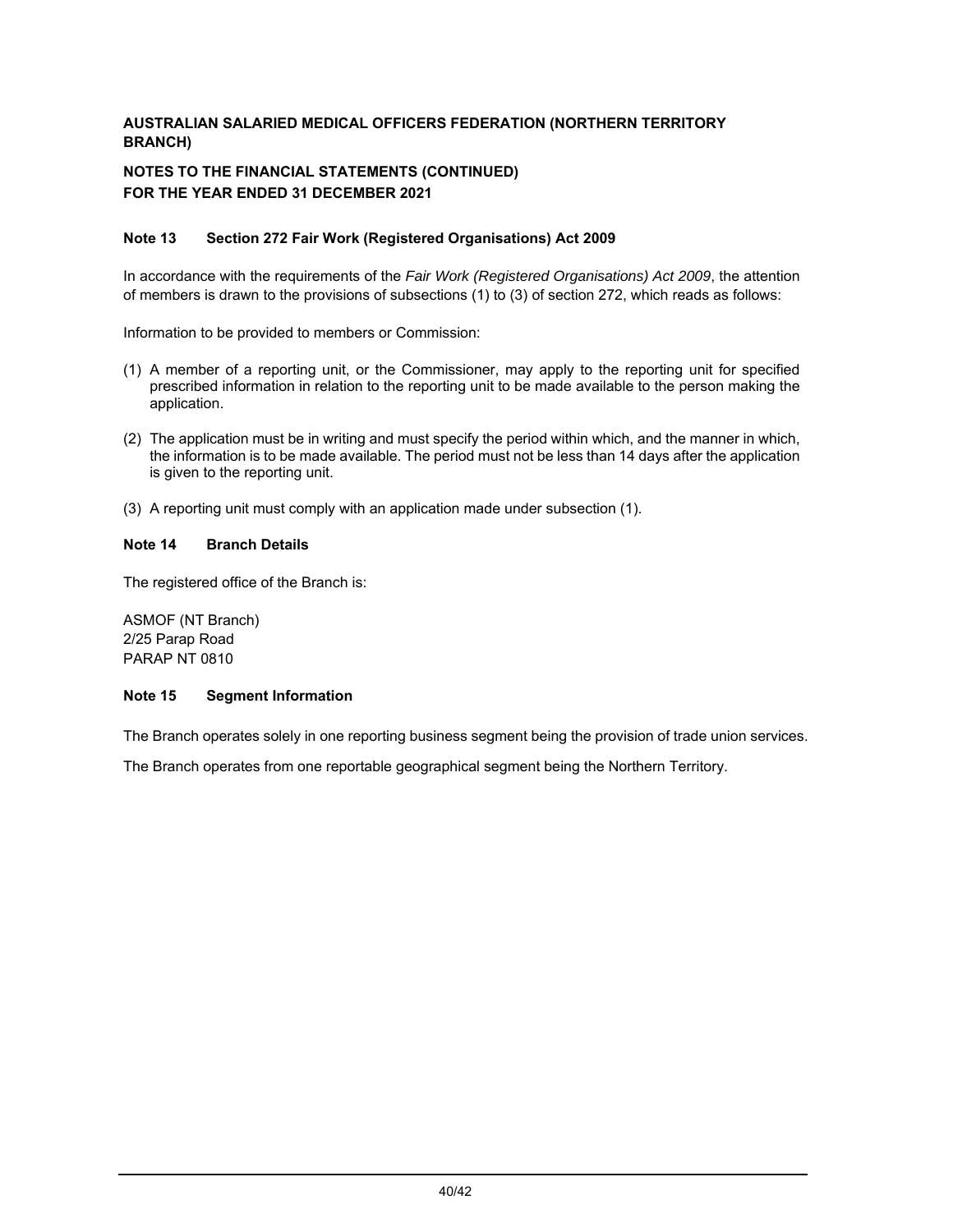**AUSTRALIAN SALARIED MEDICAL OFFICERS FEDERATION (NORTHERN TERRITORY BRANCH)**

**NOTES TO THE FINANCIAL STATEMENTS (CONTINUED)**
**FOR THE YEAR ENDED 31 DECEMBER 2021**

### Note 13 Section 272 Fair Work (Registered Organisations) Act 2009

In accordance with the requirements of the *Fair Work (Registered Organisations) Act 2009*, the attention of members is drawn to the provisions of subsections (1) to (3) of section 272, which reads as follows:

Information to be provided to members or Commission:

(1) A member of a reporting unit, or the Commissioner, may apply to the reporting unit for specified prescribed information in relation to the reporting unit to be made available to the person making the application.

(2) The application must be in writing and must specify the period within which, and the manner in which, the information is to be made available. The period must not be less than 14 days after the application is given to the reporting unit.

(3) A reporting unit must comply with an application made under subsection (1).

### Note 14 Branch Details

The registered office of the Branch is:

ASMOF (NT Branch)
2/25 Parap Road
PARAP NT 0810

### Note 15 Segment Information

The Branch operates solely in one reporting business segment being the provision of trade union services.

The Branch operates from one reportable geographical segment being the Northern Territory.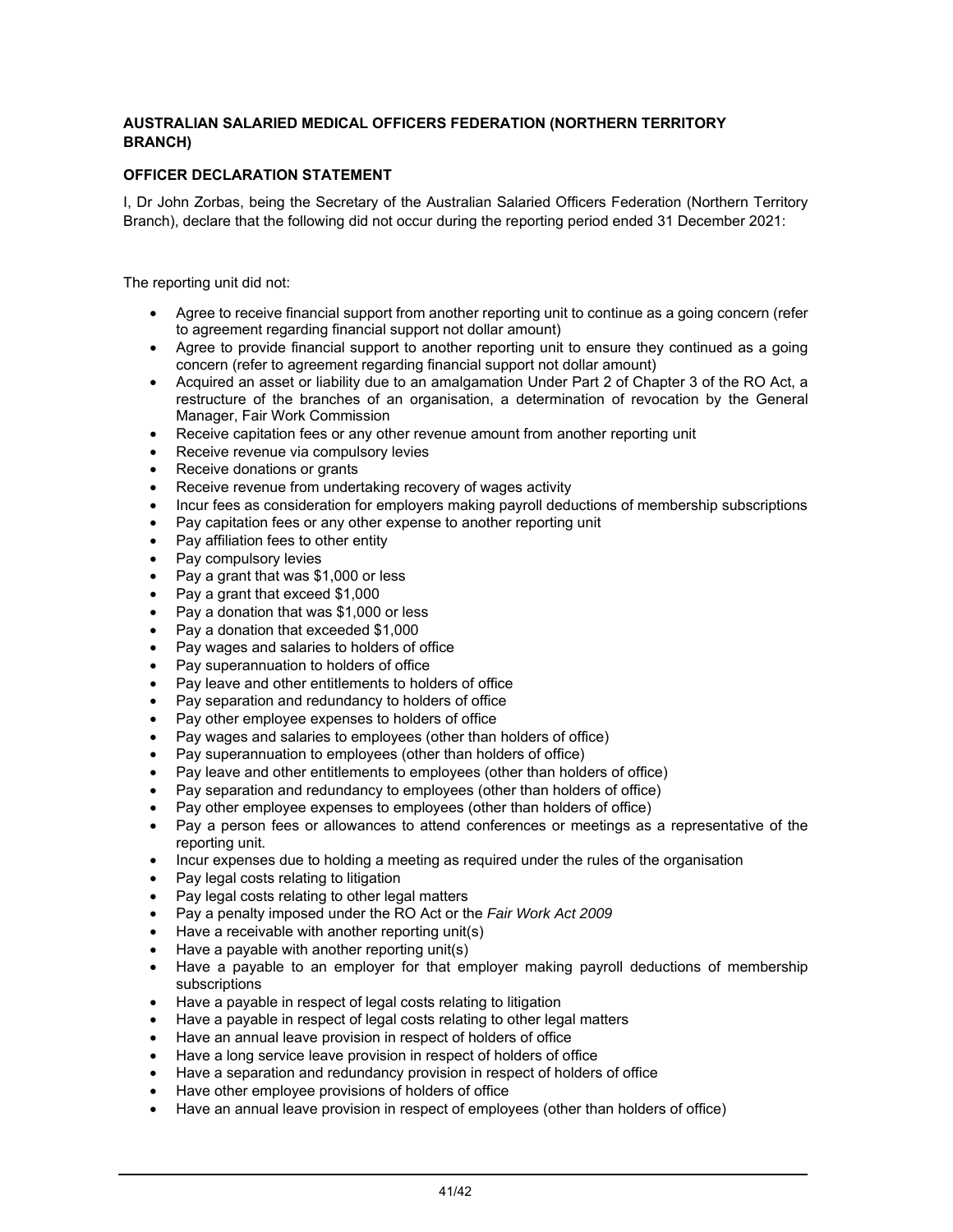**AUSTRALIAN SALARIED MEDICAL OFFICERS FEDERATION (NORTHERN TERRITORY BRANCH)**

**OFFICER DECLARATION STATEMENT**

I, Dr John Zorbas, being the Secretary of the Australian Salaried Officers Federation (Northern Territory Branch), declare that the following did not occur during the reporting period ended 31 December 2021:

The reporting unit did not:

- Agree to receive financial support from another reporting unit to continue as a going concern (refer to agreement regarding financial support not dollar amount)
- Agree to provide financial support to another reporting unit to ensure they continued as a going concern (refer to agreement regarding financial support not dollar amount)
- Acquired an asset or liability due to an amalgamation Under Part 2 of Chapter 3 of the RO Act, a restructure of the branches of an organisation, a determination of revocation by the General Manager, Fair Work Commission
- Receive capitation fees or any other revenue amount from another reporting unit
- Receive revenue via compulsory levies
- Receive donations or grants
- Receive revenue from undertaking recovery of wages activity
- Incur fees as consideration for employers making payroll deductions of membership subscriptions
- Pay capitation fees or any other expense to another reporting unit
- Pay affiliation fees to other entity
- Pay compulsory levies
- Pay a grant that was $1,000 or less
- Pay a grant that exceed $1,000
- Pay a donation that was $1,000 or less
- Pay a donation that exceeded $1,000
- Pay wages and salaries to holders of office
- Pay superannuation to holders of office
- Pay leave and other entitlements to holders of office
- Pay separation and redundancy to holders of office
- Pay other employee expenses to holders of office
- Pay wages and salaries to employees (other than holders of office)
- Pay superannuation to employees (other than holders of office)
- Pay leave and other entitlements to employees (other than holders of office)
- Pay separation and redundancy to employees (other than holders of office)
- Pay other employee expenses to employees (other than holders of office)
- Pay a person fees or allowances to attend conferences or meetings as a representative of the reporting unit.
- Incur expenses due to holding a meeting as required under the rules of the organisation
- Pay legal costs relating to litigation
- Pay legal costs relating to other legal matters
- Pay a penalty imposed under the RO Act or the *Fair Work Act 2009*
- Have a receivable with another reporting unit(s)
- Have a payable with another reporting unit(s)
- Have a payable to an employer for that employer making payroll deductions of membership subscriptions
- Have a payable in respect of legal costs relating to litigation
- Have a payable in respect of legal costs relating to other legal matters
- Have an annual leave provision in respect of holders of office
- Have a long service leave provision in respect of holders of office
- Have a separation and redundancy provision in respect of holders of office
- Have other employee provisions of holders of office
- Have an annual leave provision in respect of employees (other than holders of office)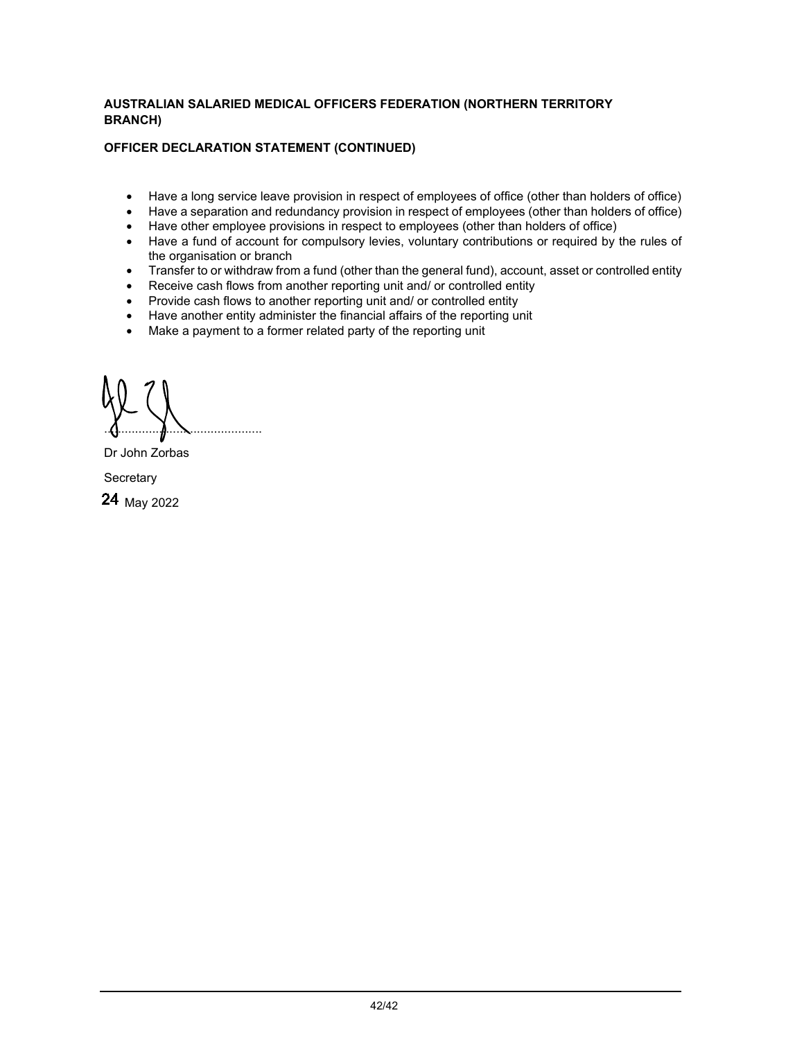**AUSTRALIAN SALARIED MEDICAL OFFICERS FEDERATION (NORTHERN TERRITORY BRANCH)**

**OFFICER DECLARATION STATEMENT (CONTINUED)**

- Have a long service leave provision in respect of employees of office (other than holders of office)
- Have a separation and redundancy provision in respect of employees (other than holders of office)
- Have other employee provisions in respect to employees (other than holders of office)
- Have a fund of account for compulsory levies, voluntary contributions or required by the rules of the organisation or branch
- Transfer to or withdraw from a fund (other than the general fund), account, asset or controlled entity
- Receive cash flows from another reporting unit and/ or controlled entity
- Provide cash flows to another reporting unit and/ or controlled entity
- Have another entity administer the financial affairs of the reporting unit
- Make a payment to a former related party of the reporting unit

..............................................

Dr John Zorbas

Secretary

24 May 2022